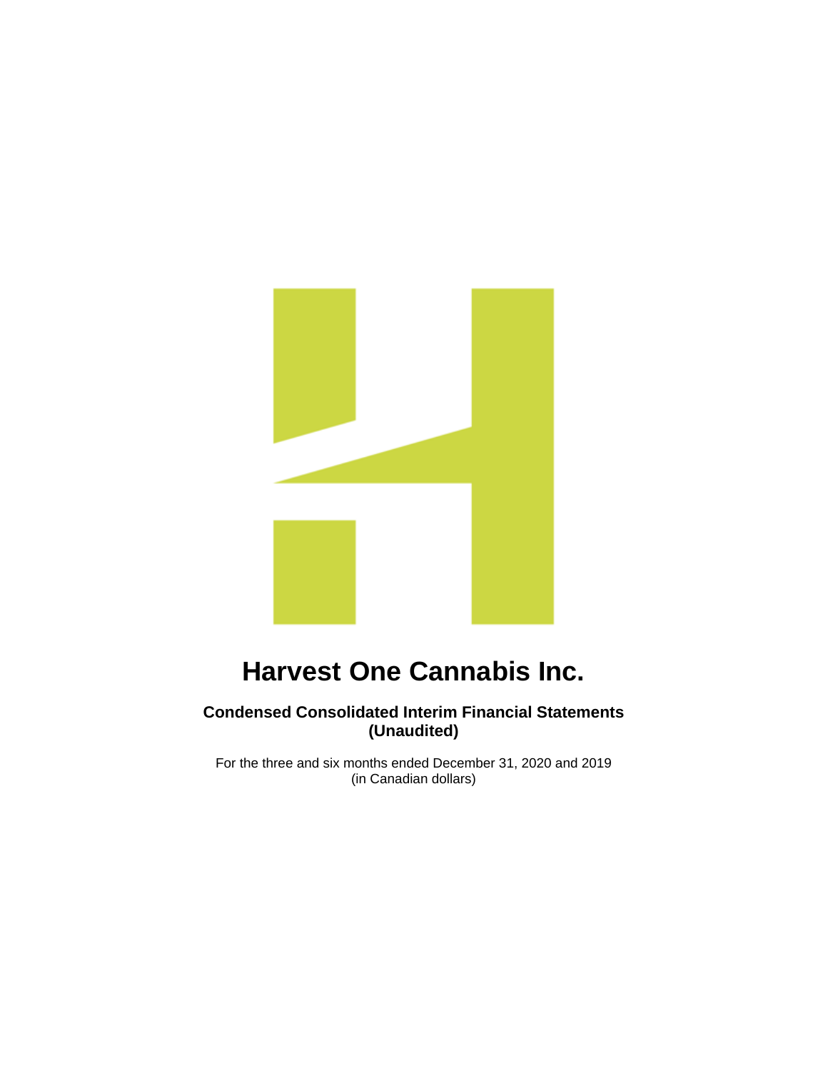# Harvest One Cannabis Inc.

## Condensed Consolidated Interim Financial Statements (Unaudited)

For the three and six months ended December 31, 2020 and 2019
(in Canadian dollars)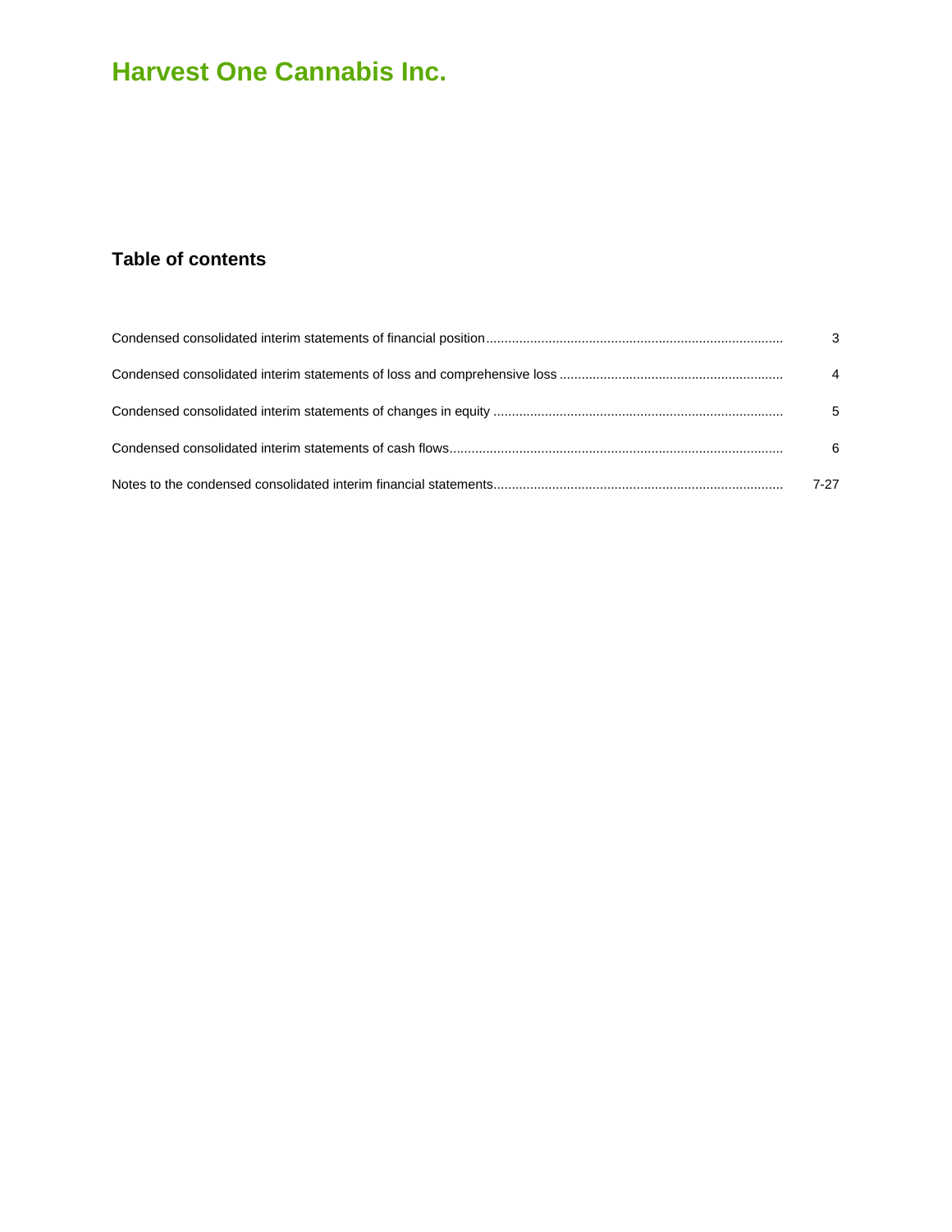# Harvest One Cannabis Inc.

## Table of contents

| | |
|---|---|
| Condensed consolidated interim statements of financial position | 3 |
| Condensed consolidated interim statements of loss and comprehensive loss | 4 |
| Condensed consolidated interim statements of changes in equity | 5 |
| Condensed consolidated interim statements of cash flows | 6 |
| Notes to the condensed consolidated interim financial statements | 7-27 |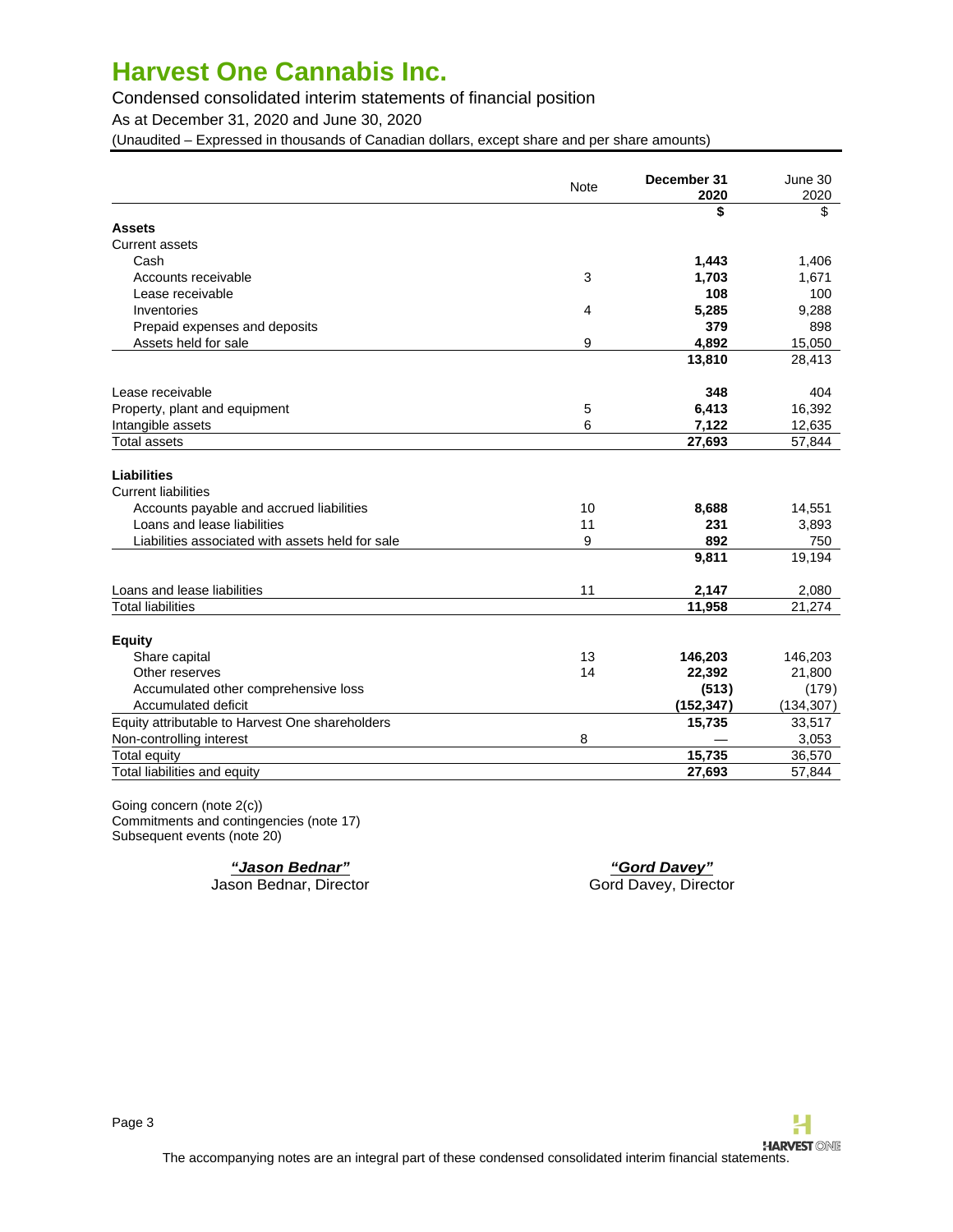# Harvest One Cannabis Inc.

Condensed consolidated interim statements of financial position

As at December 31, 2020 and June 30, 2020

(Unaudited – Expressed in thousands of Canadian dollars, except share and per share amounts)

| | Note | December 31 2020 | June 30 2020 |
|---|---|---|---|
| | | **$** | $ |
| **Assets** | | | |
| Current assets | | | |
| Cash | | **1,443** | 1,406 |
| Accounts receivable | 3 | **1,703** | 1,671 |
| Lease receivable | | **108** | 100 |
| Inventories | 4 | **5,285** | 9,288 |
| Prepaid expenses and deposits | | **379** | 898 |
| Assets held for sale | 9 | **4,892** | 15,050 |
| | | **13,810** | 28,413 |
| Lease receivable | | **348** | 404 |
| Property, plant and equipment | 5 | **6,413** | 16,392 |
| Intangible assets | 6 | **7,122** | 12,635 |
| Total assets | | **27,693** | 57,844 |
| **Liabilities** | | | |
| Current liabilities | | | |
| Accounts payable and accrued liabilities | 10 | **8,688** | 14,551 |
| Loans and lease liabilities | 11 | **231** | 3,893 |
| Liabilities associated with assets held for sale | 9 | **892** | 750 |
| | | **9,811** | 19,194 |
| Loans and lease liabilities | 11 | **2,147** | 2,080 |
| Total liabilities | | **11,958** | 21,274 |
| **Equity** | | | |
| Share capital | 13 | **146,203** | 146,203 |
| Other reserves | 14 | **22,392** | 21,800 |
| Accumulated other comprehensive loss | | **(513)** | (179) |
| Accumulated deficit | | **(152,347)** | (134,307) |
| Equity attributable to Harvest One shareholders | | **15,735** | 33,517 |
| Non-controlling interest | 8 | **—** | 3,053 |
| Total equity | | **15,735** | 36,570 |
| Total liabilities and equity | | **27,693** | 57,844 |

Going concern (note 2(c))
Commitments and contingencies (note 17)
Subsequent events (note 20)

***"Jason Bednar"***
Jason Bednar, Director

***"Gord Davey"***
Gord Davey, Director

The accompanying notes are an integral part of these condensed consolidated interim financial statements.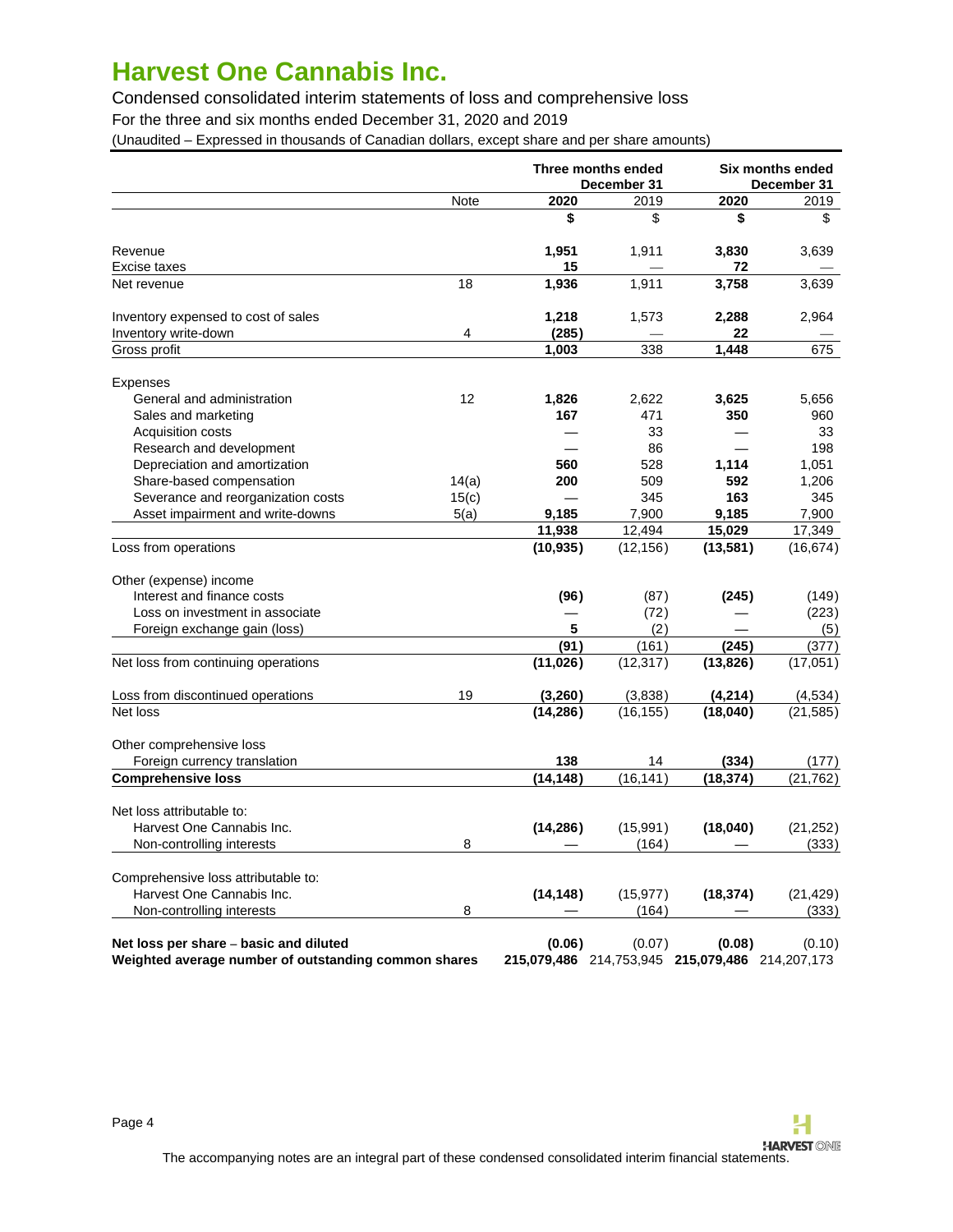# Harvest One Cannabis Inc.

Condensed consolidated interim statements of loss and comprehensive loss

For the three and six months ended December 31, 2020 and 2019

(Unaudited – Expressed in thousands of Canadian dollars, except share and per share amounts)

| | Note | Three months ended December 31 | | Six months ended December 31 | |
|---|---|---|---|---|---|
| | | **2020** | 2019 | **2020** | 2019 |
| | | **$** | $ | **$** | $ |
| Revenue | | **1,951** | 1,911 | **3,830** | 3,639 |
| Excise taxes | | **15** | — | **72** | — |
| Net revenue | 18 | **1,936** | 1,911 | **3,758** | 3,639 |
| Inventory expensed to cost of sales | | **1,218** | 1,573 | **2,288** | 2,964 |
| Inventory write-down | 4 | **(285)** | — | **22** | — |
| Gross profit | | **1,003** | 338 | **1,448** | 675 |
| Expenses | | | | | |
| General and administration | 12 | **1,826** | 2,622 | **3,625** | 5,656 |
| Sales and marketing | | **167** | 471 | **350** | 960 |
| Acquisition costs | | **—** | 33 | **—** | 33 |
| Research and development | | **—** | 86 | **—** | 198 |
| Depreciation and amortization | | **560** | 528 | **1,114** | 1,051 |
| Share-based compensation | 14(a) | **200** | 509 | **592** | 1,206 |
| Severance and reorganization costs | 15(c) | **—** | 345 | **163** | 345 |
| Asset impairment and write-downs | 5(a) | **9,185** | 7,900 | **9,185** | 7,900 |
| | | **11,938** | 12,494 | **15,029** | 17,349 |
| Loss from operations | | **(10,935)** | (12,156) | **(13,581)** | (16,674) |
| Other (expense) income | | | | | |
| Interest and finance costs | | **(96)** | (87) | **(245)** | (149) |
| Loss on investment in associate | | **—** | (72) | **—** | (223) |
| Foreign exchange gain (loss) | | **5** | (2) | **—** | (5) |
| | | **(91)** | (161) | **(245)** | (377) |
| Net loss from continuing operations | | **(11,026)** | (12,317) | **(13,826)** | (17,051) |
| Loss from discontinued operations | 19 | **(3,260)** | (3,838) | **(4,214)** | (4,534) |
| Net loss | | **(14,286)** | (16,155) | **(18,040)** | (21,585) |
| Other comprehensive loss | | | | | |
| Foreign currency translation | | **138** | 14 | **(334)** | (177) |
| **Comprehensive loss** | | **(14,148)** | (16,141) | **(18,374)** | (21,762) |
| Net loss attributable to: | | | | | |
| Harvest One Cannabis Inc. | | **(14,286)** | (15,991) | **(18,040)** | (21,252) |
| Non-controlling interests | 8 | **—** | (164) | **—** | (333) |
| Comprehensive loss attributable to: | | | | | |
| Harvest One Cannabis Inc. | | **(14,148)** | (15,977) | **(18,374)** | (21,429) |
| Non-controlling interests | 8 | **—** | (164) | **—** | (333) |
| **Net loss per share – basic and diluted** | | **(0.06)** | (0.07) | **(0.08)** | (0.10) |
| **Weighted average number of outstanding common shares** | | **215,079,486** | 214,753,945 | **215,079,486** | 214,207,173 |

The accompanying notes are an integral part of these condensed consolidated interim financial statements.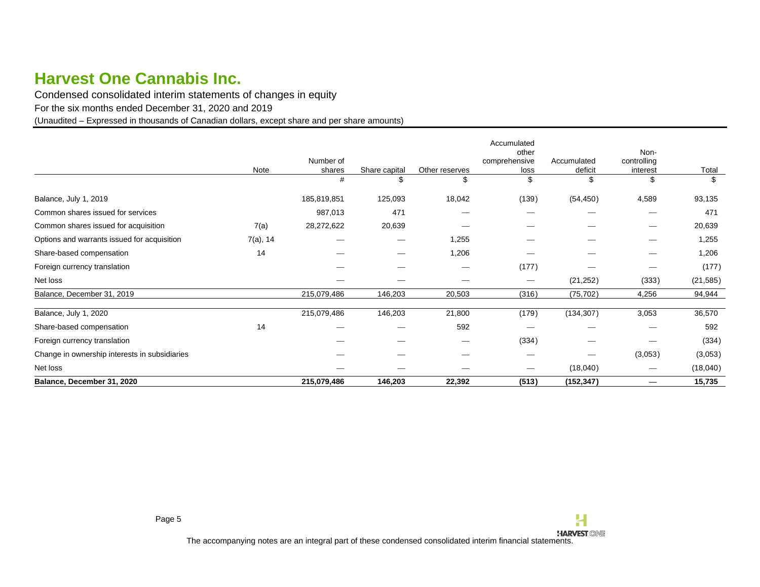# Harvest One Cannabis Inc.

Condensed consolidated interim statements of changes in equity

For the six months ended December 31, 2020 and 2019

(Unaudited – Expressed in thousands of Canadian dollars, except share and per share amounts)

| | Note | Number of shares | Share capital | Other reserves | Accumulated other comprehensive loss | Accumulated deficit | Non-controlling interest | Total |
|---|---|---|---|---|---|---|---|---|
| | | # | $ | $ | $ | $ | $ | $ |
| Balance, July 1, 2019 | | 185,819,851 | 125,093 | 18,042 | (139) | (54,450) | 4,589 | 93,135 |
| Common shares issued for services | | 987,013 | 471 | — | — | — | — | 471 |
| Common shares issued for acquisition | 7(a) | 28,272,622 | 20,639 | — | — | — | — | 20,639 |
| Options and warrants issued for acquisition | 7(a), 14 | — | — | 1,255 | — | — | — | 1,255 |
| Share-based compensation | 14 | — | — | 1,206 | — | — | — | 1,206 |
| Foreign currency translation | | — | — | — | (177) | — | — | (177) |
| Net loss | | — | — | — | — | (21,252) | (333) | (21,585) |
| Balance, December 31, 2019 | | 215,079,486 | 146,203 | 20,503 | (316) | (75,702) | 4,256 | 94,944 |
| Balance, July 1, 2020 | | 215,079,486 | 146,203 | 21,800 | (179) | (134,307) | 3,053 | 36,570 |
| Share-based compensation | 14 | — | — | 592 | — | — | — | 592 |
| Foreign currency translation | | — | — | — | (334) | — | — | (334) |
| Change in ownership interests in subsidiaries | | — | — | — | — | — | (3,053) | (3,053) |
| Net loss | | — | — | — | — | (18,040) | — | (18,040) |
| **Balance, December 31, 2020** | | **215,079,486** | **146,203** | **22,392** | **(513)** | **(152,347)** | **—** | **15,735** |

The accompanying notes are an integral part of these condensed consolidated interim financial statements.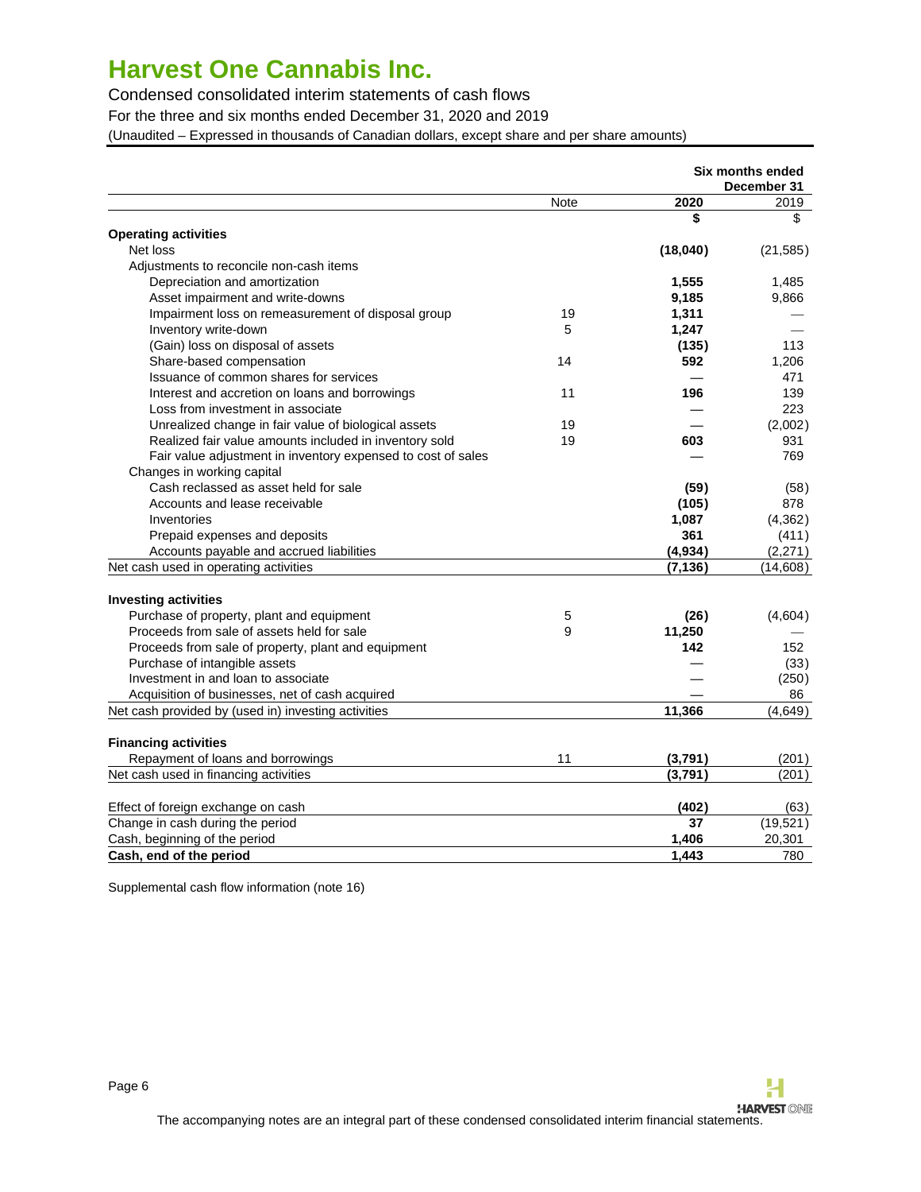# Harvest One Cannabis Inc.

Condensed consolidated interim statements of cash flows

For the three and six months ended December 31, 2020 and 2019

(Unaudited – Expressed in thousands of Canadian dollars, except share and per share amounts)

| | Note | Six months ended December 31 2020 | 2019 |
|---|---|---|---|
| | | **$** | $ |
| **Operating activities** | | | |
| Net loss | | **(18,040)** | (21,585) |
| Adjustments to reconcile non-cash items | | | |
| Depreciation and amortization | | **1,555** | 1,485 |
| Asset impairment and write-downs | | **9,185** | 9,866 |
| Impairment loss on remeasurement of disposal group | 19 | **1,311** | — |
| Inventory write-down | 5 | **1,247** | — |
| (Gain) loss on disposal of assets | | **(135)** | 113 |
| Share-based compensation | 14 | **592** | 1,206 |
| Issuance of common shares for services | | — | 471 |
| Interest and accretion on loans and borrowings | 11 | **196** | 139 |
| Loss from investment in associate | | — | 223 |
| Unrealized change in fair value of biological assets | 19 | — | (2,002) |
| Realized fair value amounts included in inventory sold | 19 | **603** | 931 |
| Fair value adjustment in inventory expensed to cost of sales | | — | 769 |
| Changes in working capital | | | |
| Cash reclassed as asset held for sale | | **(59)** | (58) |
| Accounts and lease receivable | | **(105)** | 878 |
| Inventories | | **1,087** | (4,362) |
| Prepaid expenses and deposits | | **361** | (411) |
| Accounts payable and accrued liabilities | | **(4,934)** | (2,271) |
| Net cash used in operating activities | | **(7,136)** | (14,608) |
| **Investing activities** | | | |
| Purchase of property, plant and equipment | 5 | **(26)** | (4,604) |
| Proceeds from sale of assets held for sale | 9 | **11,250** | — |
| Proceeds from sale of property, plant and equipment | | **142** | 152 |
| Purchase of intangible assets | | — | (33) |
| Investment in and loan to associate | | — | (250) |
| Acquisition of businesses, net of cash acquired | | — | 86 |
| Net cash provided by (used in) investing activities | | **11,366** | (4,649) |
| **Financing activities** | | | |
| Repayment of loans and borrowings | 11 | **(3,791)** | (201) |
| Net cash used in financing activities | | **(3,791)** | (201) |
| Effect of foreign exchange on cash | | **(402)** | (63) |
| Change in cash during the period | | **37** | (19,521) |
| Cash, beginning of the period | | **1,406** | 20,301 |
| **Cash, end of the period** | | **1,443** | 780 |

Supplemental cash flow information (note 16)

The accompanying notes are an integral part of these condensed consolidated interim financial statements.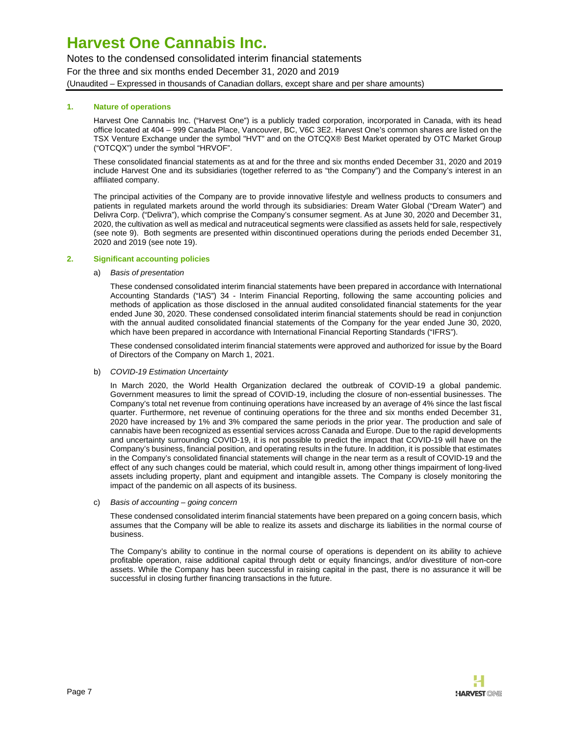## 1. Nature of operations

Harvest One Cannabis Inc. ("Harvest One") is a publicly traded corporation, incorporated in Canada, with its head office located at 404 – 999 Canada Place, Vancouver, BC, V6C 3E2. Harvest One's common shares are listed on the TSX Venture Exchange under the symbol "HVT" and on the OTCQX® Best Market operated by OTC Market Group ("OTCQX") under the symbol "HRVOF".

These consolidated financial statements as at and for the three and six months ended December 31, 2020 and 2019 include Harvest One and its subsidiaries (together referred to as "the Company") and the Company's interest in an affiliated company.

The principal activities of the Company are to provide innovative lifestyle and wellness products to consumers and patients in regulated markets around the world through its subsidiaries: Dream Water Global ("Dream Water") and Delivra Corp. ("Delivra"), which comprise the Company's consumer segment. As at June 30, 2020 and December 31, 2020, the cultivation as well as medical and nutraceutical segments were classified as assets held for sale, respectively (see note 9). Both segments are presented within discontinued operations during the periods ended December 31, 2020 and 2019 (see note 19).

## 2. Significant accounting policies

a) *Basis of presentation*

These condensed consolidated interim financial statements have been prepared in accordance with International Accounting Standards ("IAS") 34 - Interim Financial Reporting, following the same accounting policies and methods of application as those disclosed in the annual audited consolidated financial statements for the year ended June 30, 2020. These condensed consolidated interim financial statements should be read in conjunction with the annual audited consolidated financial statements of the Company for the year ended June 30, 2020, which have been prepared in accordance with International Financial Reporting Standards ("IFRS").

These condensed consolidated interim financial statements were approved and authorized for issue by the Board of Directors of the Company on March 1, 2021.

b) *COVID-19 Estimation Uncertainty*

In March 2020, the World Health Organization declared the outbreak of COVID-19 a global pandemic. Government measures to limit the spread of COVID-19, including the closure of non-essential businesses. The Company's total net revenue from continuing operations have increased by an average of 4% since the last fiscal quarter. Furthermore, net revenue of continuing operations for the three and six months ended December 31, 2020 have increased by 1% and 3% compared the same periods in the prior year. The production and sale of cannabis have been recognized as essential services across Canada and Europe. Due to the rapid developments and uncertainty surrounding COVID-19, it is not possible to predict the impact that COVID-19 will have on the Company's business, financial position, and operating results in the future. In addition, it is possible that estimates in the Company's consolidated financial statements will change in the near term as a result of COVID-19 and the effect of any such changes could be material, which could result in, among other things impairment of long-lived assets including property, plant and equipment and intangible assets. The Company is closely monitoring the impact of the pandemic on all aspects of its business.

c) *Basis of accounting – going concern*

These condensed consolidated interim financial statements have been prepared on a going concern basis, which assumes that the Company will be able to realize its assets and discharge its liabilities in the normal course of business.

The Company's ability to continue in the normal course of operations is dependent on its ability to achieve profitable operation, raise additional capital through debt or equity financings, and/or divestiture of non-core assets. While the Company has been successful in raising capital in the past, there is no assurance it will be successful in closing further financing transactions in the future.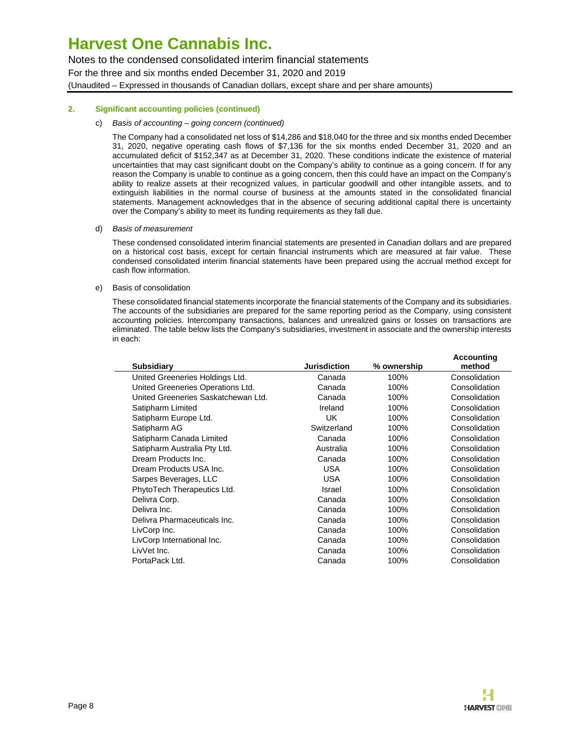### 2. Significant accounting policies (continued)

c) *Basis of accounting – going concern (continued)*

The Company had a consolidated net loss of $14,286 and $18,040 for the three and six months ended December 31, 2020, negative operating cash flows of $7,136 for the six months ended December 31, 2020 and an accumulated deficit of $152,347 as at December 31, 2020. These conditions indicate the existence of material uncertainties that may cast significant doubt on the Company's ability to continue as a going concern. If for any reason the Company is unable to continue as a going concern, then this could have an impact on the Company's ability to realize assets at their recognized values, in particular goodwill and other intangible assets, and to extinguish liabilities in the normal course of business at the amounts stated in the consolidated financial statements. Management acknowledges that in the absence of securing additional capital there is uncertainty over the Company's ability to meet its funding requirements as they fall due.

d) *Basis of measurement*

These condensed consolidated interim financial statements are presented in Canadian dollars and are prepared on a historical cost basis, except for certain financial instruments which are measured at fair value. These condensed consolidated interim financial statements have been prepared using the accrual method except for cash flow information.

e) Basis of consolidation

These consolidated financial statements incorporate the financial statements of the Company and its subsidiaries. The accounts of the subsidiaries are prepared for the same reporting period as the Company, using consistent accounting policies. Intercompany transactions, balances and unrealized gains or losses on transactions are eliminated. The table below lists the Company's subsidiaries, investment in associate and the ownership interests in each:

| Subsidiary | Jurisdiction | % ownership | Accounting method |
|---|---|---|---|
| United Greeneries Holdings Ltd. | Canada | 100% | Consolidation |
| United Greeneries Operations Ltd. | Canada | 100% | Consolidation |
| United Greeneries Saskatchewan Ltd. | Canada | 100% | Consolidation |
| Satipharm Limited | Ireland | 100% | Consolidation |
| Satipharm Europe Ltd. | UK | 100% | Consolidation |
| Satipharm AG | Switzerland | 100% | Consolidation |
| Satipharm Canada Limited | Canada | 100% | Consolidation |
| Satipharm Australia Pty Ltd. | Australia | 100% | Consolidation |
| Dream Products Inc. | Canada | 100% | Consolidation |
| Dream Products USA Inc. | USA | 100% | Consolidation |
| Sarpes Beverages, LLC | USA | 100% | Consolidation |
| PhytoTech Therapeutics Ltd. | Israel | 100% | Consolidation |
| Delivra Corp. | Canada | 100% | Consolidation |
| Delivra Inc. | Canada | 100% | Consolidation |
| Delivra Pharmaceuticals Inc. | Canada | 100% | Consolidation |
| LivCorp Inc. | Canada | 100% | Consolidation |
| LivCorp International Inc. | Canada | 100% | Consolidation |
| LivVet Inc. | Canada | 100% | Consolidation |
| PortaPack Ltd. | Canada | 100% | Consolidation |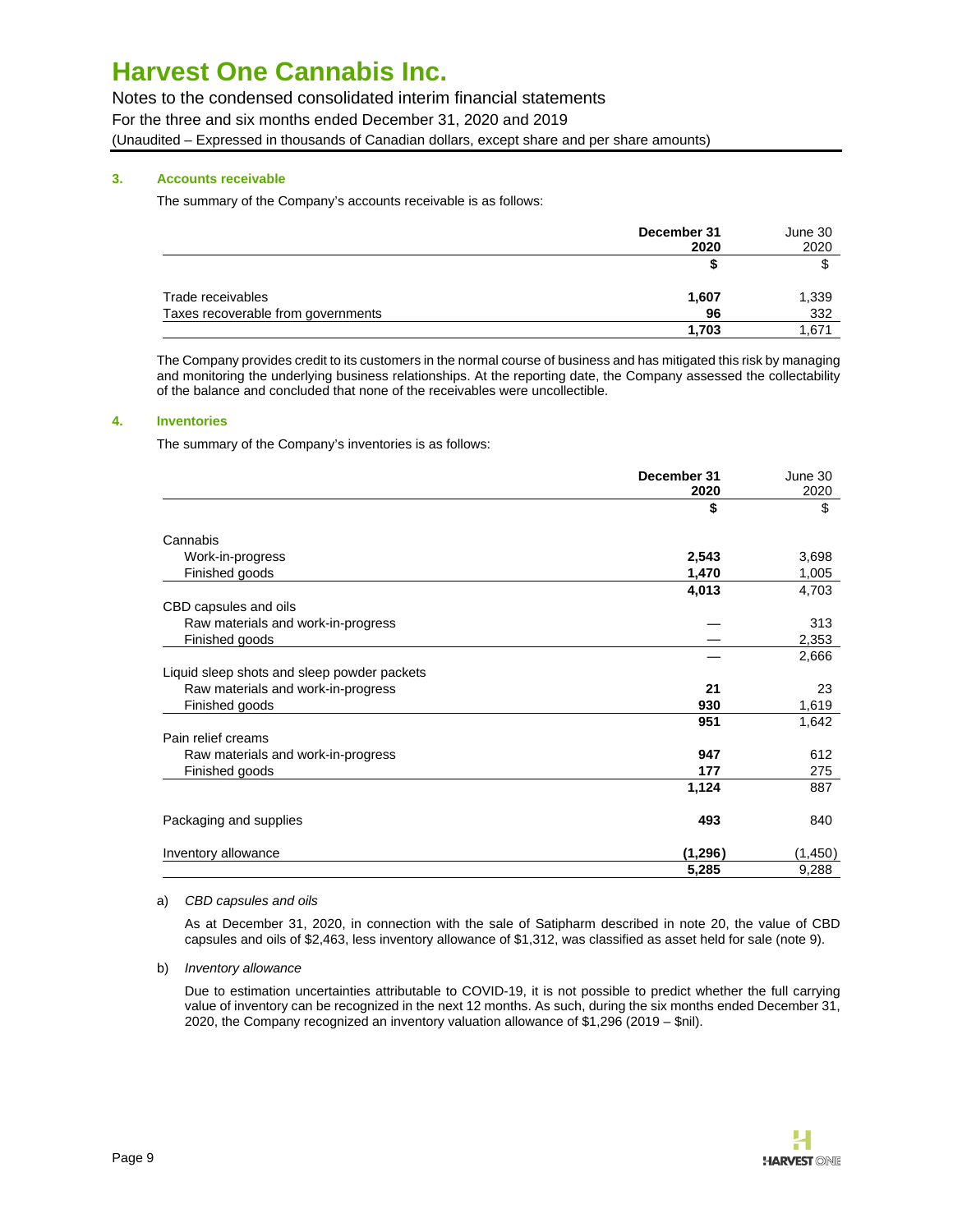### 3. Accounts receivable

The summary of the Company's accounts receivable is as follows:

| | December 31 2020 | June 30 2020 |
|---|---|---|
| | **$** | $ |
| Trade receivables | **1,607** | 1,339 |
| Taxes recoverable from governments | **96** | 332 |
| | **1,703** | 1,671 |

The Company provides credit to its customers in the normal course of business and has mitigated this risk by managing and monitoring the underlying business relationships. At the reporting date, the Company assessed the collectability of the balance and concluded that none of the receivables were uncollectible.

### 4. Inventories

The summary of the Company's inventories is as follows:

| | December 31 2020 | June 30 2020 |
|---|---|---|
| | **$** | $ |
| Cannabis | | |
| Work-in-progress | **2,543** | 3,698 |
| Finished goods | **1,470** | 1,005 |
| | **4,013** | 4,703 |
| CBD capsules and oils | | |
| Raw materials and work-in-progress | **—** | 313 |
| Finished goods | **—** | 2,353 |
| | **—** | 2,666 |
| Liquid sleep shots and sleep powder packets | | |
| Raw materials and work-in-progress | **21** | 23 |
| Finished goods | **930** | 1,619 |
| | **951** | 1,642 |
| Pain relief creams | | |
| Raw materials and work-in-progress | **947** | 612 |
| Finished goods | **177** | 275 |
| | **1,124** | 887 |
| Packaging and supplies | **493** | 840 |
| Inventory allowance | **(1,296)** | (1,450) |
| | **5,285** | 9,288 |

a) *CBD capsules and oils*

As at December 31, 2020, in connection with the sale of Satipharm described in note 20, the value of CBD capsules and oils of $2,463, less inventory allowance of $1,312, was classified as asset held for sale (note 9).

b) *Inventory allowance*

Due to estimation uncertainties attributable to COVID-19, it is not possible to predict whether the full carrying value of inventory can be recognized in the next 12 months. As such, during the six months ended December 31, 2020, the Company recognized an inventory valuation allowance of $1,296 (2019 – $nil).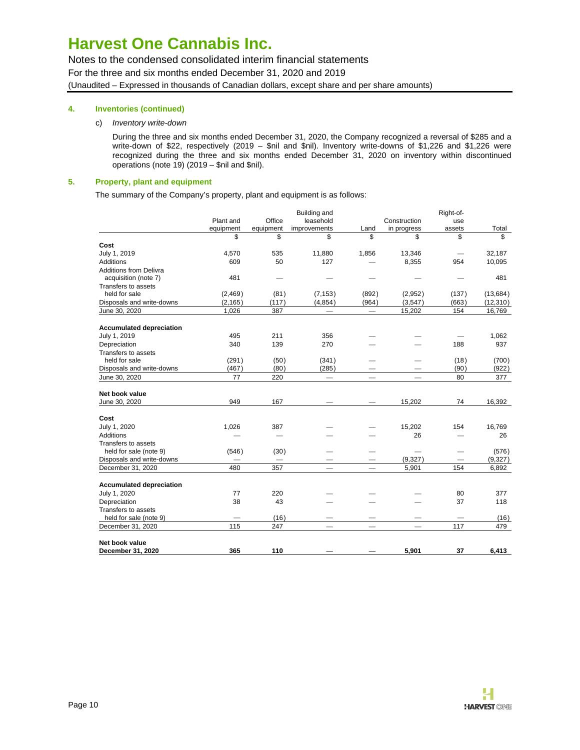# Harvest One Cannabis Inc.

Notes to the condensed consolidated interim financial statements
For the three and six months ended December 31, 2020 and 2019
(Unaudited – Expressed in thousands of Canadian dollars, except share and per share amounts)

## 4. Inventories (continued)

c) *Inventory write-down*

During the three and six months ended December 31, 2020, the Company recognized a reversal of $285 and a write-down of $22, respectively (2019 – $nil and $nil). Inventory write-downs of $1,226 and $1,226 were recognized during the three and six months ended December 31, 2020 on inventory within discontinued operations (note 19) (2019 – $nil and $nil).

## 5. Property, plant and equipment

The summary of the Company's property, plant and equipment is as follows:

| | Plant and equipment | Office equipment | Building and leasehold improvements | Land | Construction in progress | Right-of-use assets | Total |
|---|---|---|---|---|---|---|---|
| | $ | $ | $ | $ | $ | $ | $ |
| **Cost** | | | | | | | |
| July 1, 2019 | 4,570 | 535 | 11,880 | 1,856 | 13,346 | — | 32,187 |
| Additions | 609 | 50 | 127 | — | 8,355 | 954 | 10,095 |
| Additions from Delivra acquisition (note 7) | 481 | — | — | — | — | — | 481 |
| Transfers to assets held for sale | (2,469) | (81) | (7,153) | (892) | (2,952) | (137) | (13,684) |
| Disposals and write-downs | (2,165) | (117) | (4,854) | (964) | (3,547) | (663) | (12,310) |
| June 30, 2020 | 1,026 | 387 | — | — | 15,202 | 154 | 16,769 |
| | | | | | | | |
| **Accumulated depreciation** | | | | | | | |
| July 1, 2019 | 495 | 211 | 356 | — | — | — | 1,062 |
| Depreciation | 340 | 139 | 270 | — | — | 188 | 937 |
| Transfers to assets held for sale | (291) | (50) | (341) | — | — | (18) | (700) |
| Disposals and write-downs | (467) | (80) | (285) | — | — | (90) | (922) |
| June 30, 2020 | 77 | 220 | — | — | — | 80 | 377 |
| | | | | | | | |
| **Net book value** | | | | | | | |
| June 30, 2020 | 949 | 167 | — | — | 15,202 | 74 | 16,392 |
| | | | | | | | |
| **Cost** | | | | | | | |
| July 1, 2020 | 1,026 | 387 | — | — | 15,202 | 154 | 16,769 |
| Additions | — | — | — | — | 26 | — | 26 |
| Transfers to assets held for sale (note 9) | (546) | (30) | — | — | — | — | (576) |
| Disposals and write-downs | — | — | — | — | (9,327) | — | (9,327) |
| December 31, 2020 | 480 | 357 | — | — | 5,901 | 154 | 6,892 |
| | | | | | | | |
| **Accumulated depreciation** | | | | | | | |
| July 1, 2020 | 77 | 220 | — | — | — | 80 | 377 |
| Depreciation | 38 | 43 | — | — | — | 37 | 118 |
| Transfers to assets held for sale (note 9) | — | (16) | — | — | — | — | (16) |
| December 31, 2020 | 115 | 247 | — | — | — | 117 | 479 |
| | | | | | | | |
| **Net book value** | | | | | | | |
| **December 31, 2020** | **365** | **110** | **—** | **—** | **5,901** | **37** | **6,413** |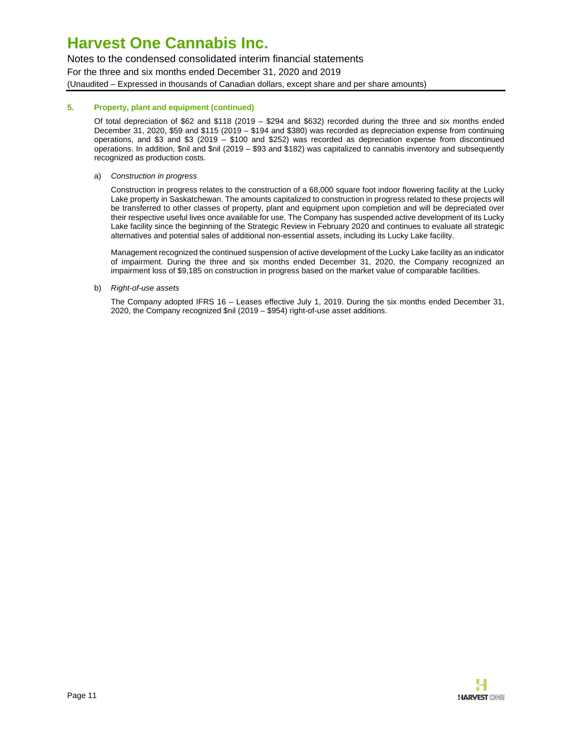### 5. Property, plant and equipment (continued)

Of total depreciation of $62 and $118 (2019 – $294 and $632) recorded during the three and six months ended December 31, 2020, $59 and $115 (2019 – $194 and $380) was recorded as depreciation expense from continuing operations, and $3 and $3 (2019 – $100 and $252) was recorded as depreciation expense from discontinued operations. In addition, $nil and $nil (2019 – $93 and $182) was capitalized to cannabis inventory and subsequently recognized as production costs.

a) *Construction in progress*

Construction in progress relates to the construction of a 68,000 square foot indoor flowering facility at the Lucky Lake property in Saskatchewan. The amounts capitalized to construction in progress related to these projects will be transferred to other classes of property, plant and equipment upon completion and will be depreciated over their respective useful lives once available for use. The Company has suspended active development of its Lucky Lake facility since the beginning of the Strategic Review in February 2020 and continues to evaluate all strategic alternatives and potential sales of additional non-essential assets, including its Lucky Lake facility.

Management recognized the continued suspension of active development of the Lucky Lake facility as an indicator of impairment. During the three and six months ended December 31, 2020, the Company recognized an impairment loss of $9,185 on construction in progress based on the market value of comparable facilities.

b) *Right-of-use assets*

The Company adopted IFRS 16 – Leases effective July 1, 2019. During the six months ended December 31, 2020, the Company recognized $nil (2019 – $954) right-of-use asset additions.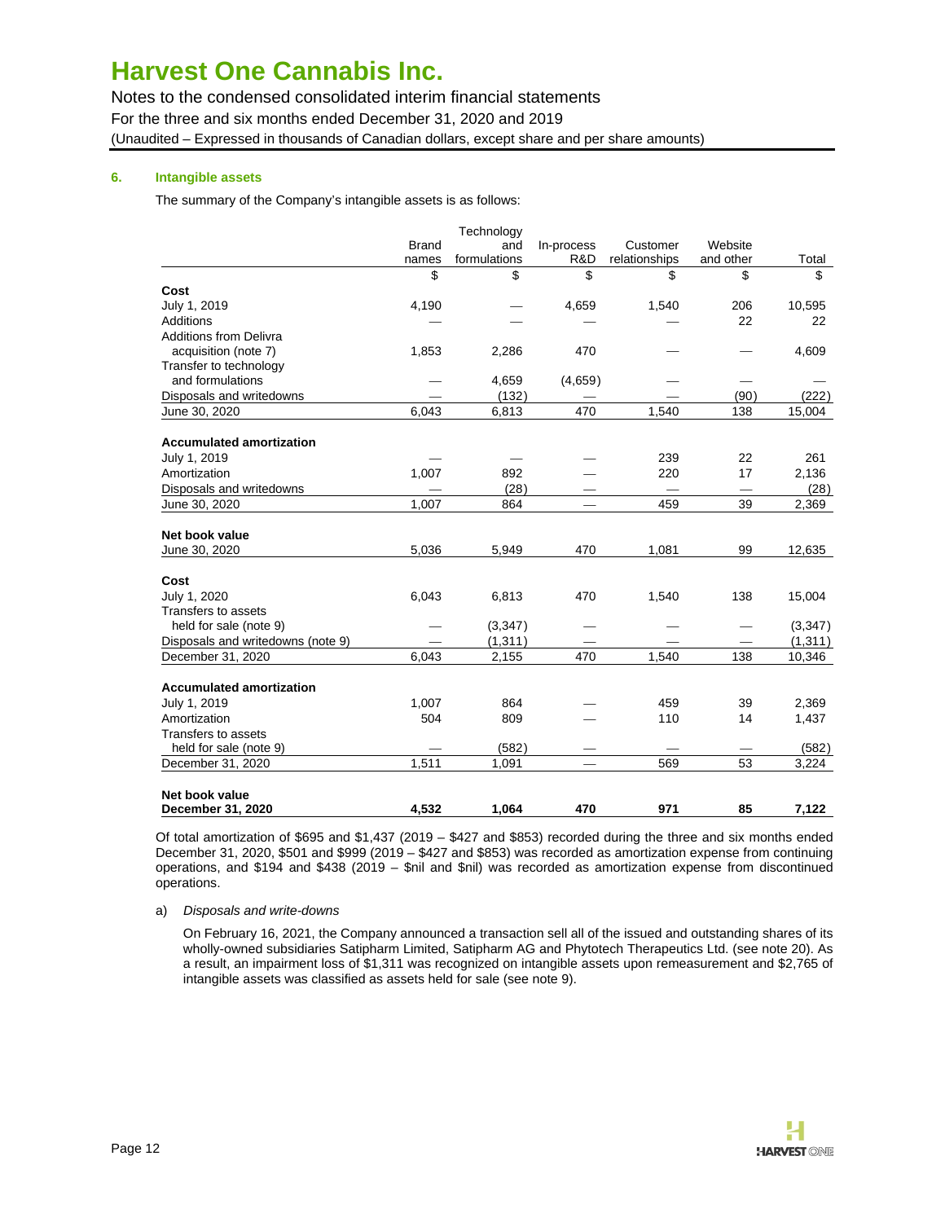# Harvest One Cannabis Inc.

Notes to the condensed consolidated interim financial statements

For the three and six months ended December 31, 2020 and 2019

(Unaudited – Expressed in thousands of Canadian dollars, except share and per share amounts)

## 6. Intangible assets

The summary of the Company's intangible assets is as follows:

| | Brand names | Technology and formulations | In-process R&D | Customer relationships | Website and other | Total |
|---|---|---|---|---|---|---|
| | $ | $ | $ | $ | $ | $ |
| **Cost** | | | | | | |
| July 1, 2019 | 4,190 | — | 4,659 | 1,540 | 206 | 10,595 |
| Additions | — | — | — | — | 22 | 22 |
| Additions from Delivra acquisition (note 7) | 1,853 | 2,286 | 470 | — | — | 4,609 |
| Transfer to technology and formulations | — | 4,659 | (4,659) | — | — | — |
| Disposals and writedowns | — | (132) | — | — | (90) | (222) |
| June 30, 2020 | 6,043 | 6,813 | 470 | 1,540 | 138 | 15,004 |
| **Accumulated amortization** | | | | | | |
| July 1, 2019 | — | — | — | 239 | 22 | 261 |
| Amortization | 1,007 | 892 | — | 220 | 17 | 2,136 |
| Disposals and writedowns | — | (28) | — | — | — | (28) |
| June 30, 2020 | 1,007 | 864 | — | 459 | 39 | 2,369 |
| **Net book value** | | | | | | |
| June 30, 2020 | 5,036 | 5,949 | 470 | 1,081 | 99 | 12,635 |
| **Cost** | | | | | | |
| July 1, 2020 | 6,043 | 6,813 | 470 | 1,540 | 138 | 15,004 |
| Transfers to assets held for sale (note 9) | — | (3,347) | — | — | — | (3,347) |
| Disposals and writedowns (note 9) | — | (1,311) | — | — | — | (1,311) |
| December 31, 2020 | 6,043 | 2,155 | 470 | 1,540 | 138 | 10,346 |
| **Accumulated amortization** | | | | | | |
| July 1, 2019 | 1,007 | 864 | — | 459 | 39 | 2,369 |
| Amortization | 504 | 809 | — | 110 | 14 | 1,437 |
| Transfers to assets held for sale (note 9) | — | (582) | — | — | — | (582) |
| December 31, 2020 | 1,511 | 1,091 | — | 569 | 53 | 3,224 |
| **Net book value** | | | | | | |
| **December 31, 2020** | **4,532** | **1,064** | **470** | **971** | **85** | **7,122** |

Of total amortization of $695 and $1,437 (2019 – $427 and $853) recorded during the three and six months ended December 31, 2020, $501 and $999 (2019 – $427 and $853) was recorded as amortization expense from continuing operations, and $194 and $438 (2019 – $nil and $nil) was recorded as amortization expense from discontinued operations.

a) *Disposals and write-downs*

On February 16, 2021, the Company announced a transaction sell all of the issued and outstanding shares of its wholly-owned subsidiaries Satipharm Limited, Satipharm AG and Phytotech Therapeutics Ltd. (see note 20). As a result, an impairment loss of $1,311 was recognized on intangible assets upon remeasurement and $2,765 of intangible assets was classified as assets held for sale (see note 9).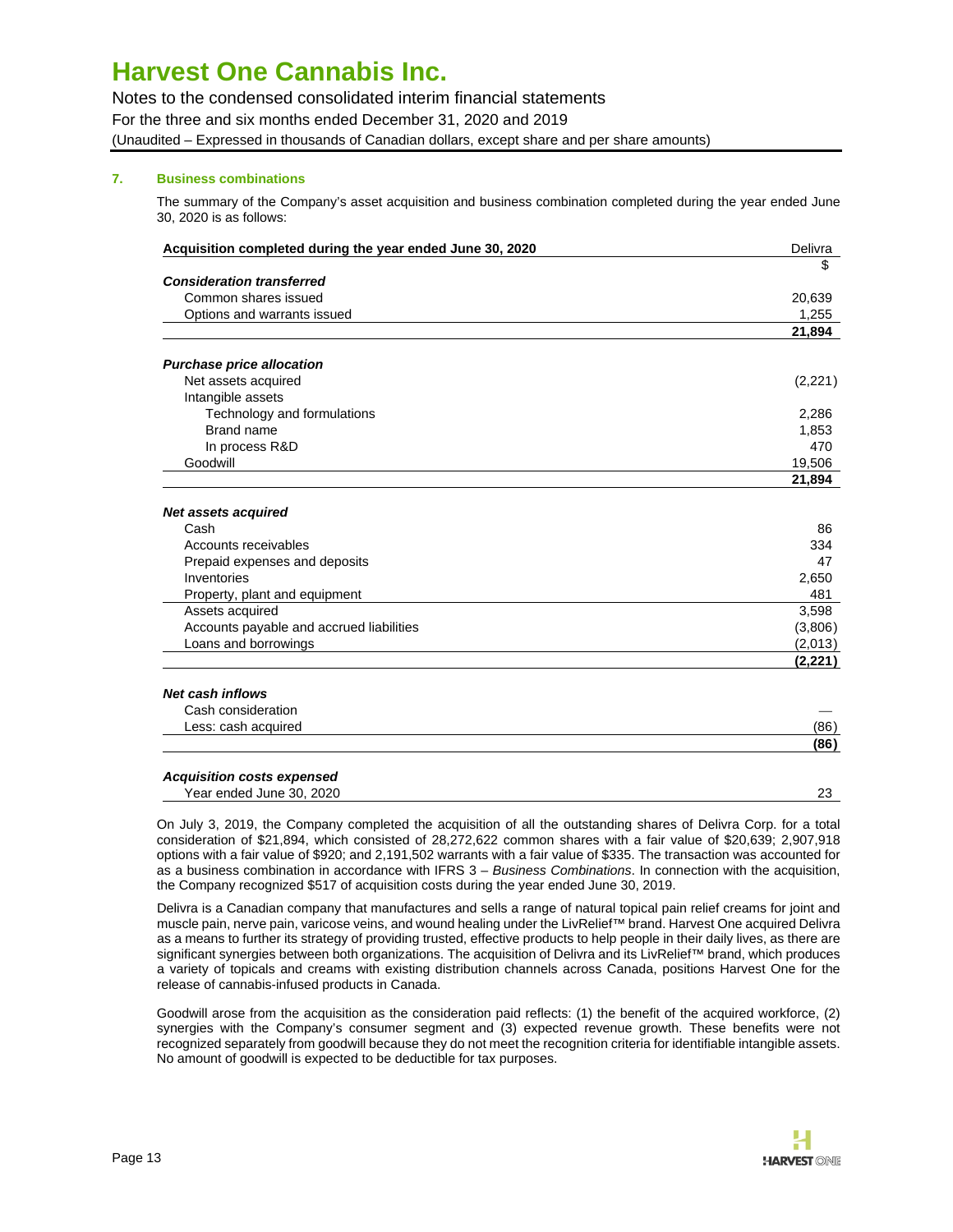## 7. Business combinations

The summary of the Company's asset acquisition and business combination completed during the year ended June 30, 2020 is as follows:

| Acquisition completed during the year ended June 30, 2020 | Delivra |
|---|---|
| | $ |
| ***Consideration transferred*** | |
| Common shares issued | 20,639 |
| Options and warrants issued | 1,255 |
| | **21,894** |
| | |
| ***Purchase price allocation*** | |
| Net assets acquired | (2,221) |
| Intangible assets | |
| Technology and formulations | 2,286 |
| Brand name | 1,853 |
| In process R&D | 470 |
| Goodwill | 19,506 |
| | **21,894** |
| | |
| ***Net assets acquired*** | |
| Cash | 86 |
| Accounts receivables | 334 |
| Prepaid expenses and deposits | 47 |
| Inventories | 2,650 |
| Property, plant and equipment | 481 |
| Assets acquired | 3,598 |
| Accounts payable and accrued liabilities | (3,806) |
| Loans and borrowings | (2,013) |
| | **(2,221)** |
| | |
| ***Net cash inflows*** | |
| Cash consideration | — |
| Less: cash acquired | (86) |
| | **(86)** |
| | |
| ***Acquisition costs expensed*** | |
| Year ended June 30, 2020 | 23 |

On July 3, 2019, the Company completed the acquisition of all the outstanding shares of Delivra Corp. for a total consideration of $21,894, which consisted of 28,272,622 common shares with a fair value of $20,639; 2,907,918 options with a fair value of $920; and 2,191,502 warrants with a fair value of $335. The transaction was accounted for as a business combination in accordance with IFRS 3 – *Business Combinations*. In connection with the acquisition, the Company recognized $517 of acquisition costs during the year ended June 30, 2019.

Delivra is a Canadian company that manufactures and sells a range of natural topical pain relief creams for joint and muscle pain, nerve pain, varicose veins, and wound healing under the LivRelief™ brand. Harvest One acquired Delivra as a means to further its strategy of providing trusted, effective products to help people in their daily lives, as there are significant synergies between both organizations. The acquisition of Delivra and its LivRelief™ brand, which produces a variety of topicals and creams with existing distribution channels across Canada, positions Harvest One for the release of cannabis-infused products in Canada.

Goodwill arose from the acquisition as the consideration paid reflects: (1) the benefit of the acquired workforce, (2) synergies with the Company's consumer segment and (3) expected revenue growth. These benefits were not recognized separately from goodwill because they do not meet the recognition criteria for identifiable intangible assets. No amount of goodwill is expected to be deductible for tax purposes.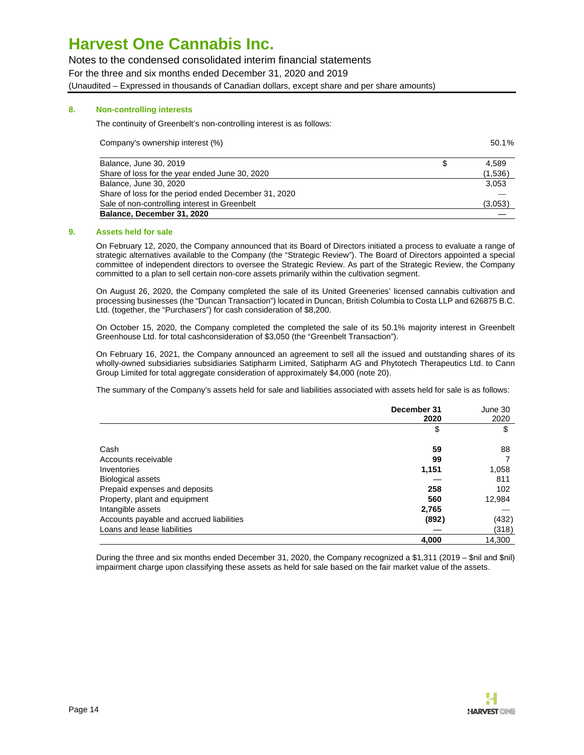## 8. Non-controlling interests

The continuity of Greenbelt's non-controlling interest is as follows:

| | | |
|---|---|---|
| Company's ownership interest (%) | | 50.1% |
| Balance, June 30, 2019 | $ | 4,589 |
| Share of loss for the year ended June 30, 2020 | | (1,536) |
| Balance, June 30, 2020 | | 3,053 |
| Share of loss for the period ended December 31, 2020 | | — |
| Sale of non-controlling interest in Greenbelt | | (3,053) |
| **Balance, December 31, 2020** | | — |

## 9. Assets held for sale

On February 12, 2020, the Company announced that its Board of Directors initiated a process to evaluate a range of strategic alternatives available to the Company (the "Strategic Review"). The Board of Directors appointed a special committee of independent directors to oversee the Strategic Review. As part of the Strategic Review, the Company committed to a plan to sell certain non-core assets primarily within the cultivation segment.

On August 26, 2020, the Company completed the sale of its United Greeneries' licensed cannabis cultivation and processing businesses (the "Duncan Transaction") located in Duncan, British Columbia to Costa LLP and 626875 B.C. Ltd. (together, the "Purchasers") for cash consideration of $8,200.

On October 15, 2020, the Company completed the completed the sale of its 50.1% majority interest in Greenbelt Greenhouse Ltd. for total cashconsideration of $3,050 (the "Greenbelt Transaction").

On February 16, 2021, the Company announced an agreement to sell all the issued and outstanding shares of its wholly-owned subsidiaries subsidiaries Satipharm Limited, Satipharm AG and Phytotech Therapeutics Ltd. to Cann Group Limited for total aggregate consideration of approximately $4,000 (note 20).

The summary of the Company's assets held for sale and liabilities associated with assets held for sale is as follows:

| | **December 31 2020** | June 30 2020 |
|---|---|---|
| | $ | $ |
| Cash | **59** | 88 |
| Accounts receivable | **99** | 7 |
| Inventories | **1,151** | 1,058 |
| Biological assets | — | 811 |
| Prepaid expenses and deposits | **258** | 102 |
| Property, plant and equipment | **560** | 12,984 |
| Intangible assets | **2,765** | — |
| Accounts payable and accrued liabilities | **(892)** | (432) |
| Loans and lease liabilities | — | (318) |
| | **4,000** | 14,300 |

During the three and six months ended December 31, 2020, the Company recognized a $1,311 (2019 – $nil and $nil) impairment charge upon classifying these assets as held for sale based on the fair market value of the assets.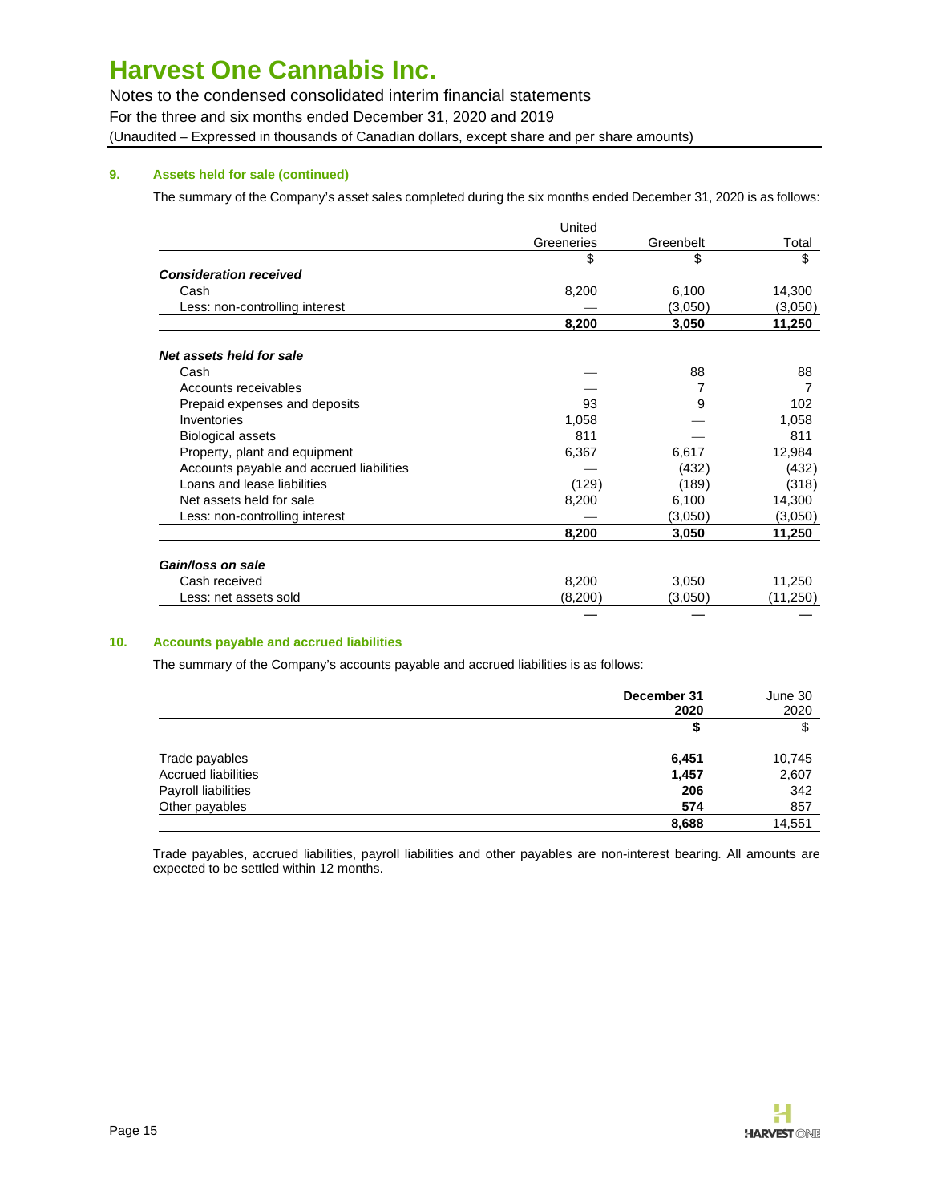### 9. Assets held for sale (continued)

The summary of the Company's asset sales completed during the six months ended December 31, 2020 is as follows:

| | United Greeneries | Greenbelt | Total |
|---|---|---|---|
| | $ | $ | $ |
| ***Consideration received*** | | | |
| Cash | 8,200 | 6,100 | 14,300 |
| Less: non-controlling interest | — | (3,050) | (3,050) |
| | **8,200** | **3,050** | **11,250** |
| ***Net assets held for sale*** | | | |
| Cash | — | 88 | 88 |
| Accounts receivables | — | 7 | 7 |
| Prepaid expenses and deposits | 93 | 9 | 102 |
| Inventories | 1,058 | — | 1,058 |
| Biological assets | 811 | — | 811 |
| Property, plant and equipment | 6,367 | 6,617 | 12,984 |
| Accounts payable and accrued liabilities | — | (432) | (432) |
| Loans and lease liabilities | (129) | (189) | (318) |
| Net assets held for sale | 8,200 | 6,100 | 14,300 |
| Less: non-controlling interest | — | (3,050) | (3,050) |
| | **8,200** | **3,050** | **11,250** |
| ***Gain/loss on sale*** | | | |
| Cash received | 8,200 | 3,050 | 11,250 |
| Less: net assets sold | (8,200) | (3,050) | (11,250) |
| | — | — | — |

### 10. Accounts payable and accrued liabilities

The summary of the Company's accounts payable and accrued liabilities is as follows:

| | **December 31 2020** | June 30 2020 |
|---|---|---|
| | **$** | $ |
| Trade payables | **6,451** | 10,745 |
| Accrued liabilities | **1,457** | 2,607 |
| Payroll liabilities | **206** | 342 |
| Other payables | **574** | 857 |
| | **8,688** | 14,551 |

Trade payables, accrued liabilities, payroll liabilities and other payables are non-interest bearing. All amounts are expected to be settled within 12 months.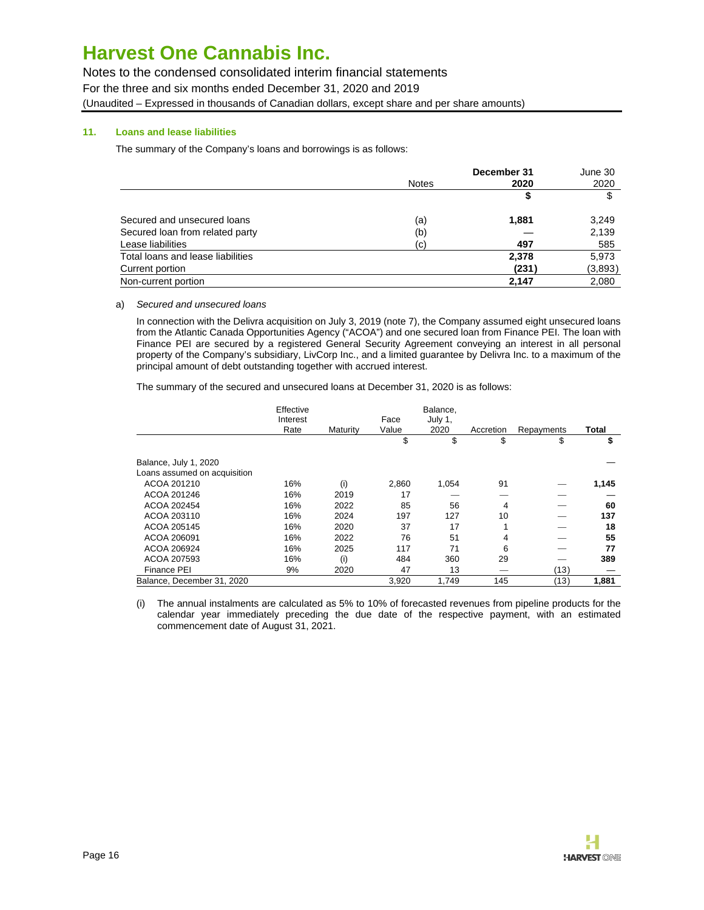# Harvest One Cannabis Inc.

Notes to the condensed consolidated interim financial statements
For the three and six months ended December 31, 2020 and 2019
(Unaudited – Expressed in thousands of Canadian dollars, except share and per share amounts)

### 11. Loans and lease liabilities

The summary of the Company's loans and borrowings is as follows:

| | Notes | December 31 2020 | June 30 2020 |
|---|---|---|---|
| | | **$** | $ |
| Secured and unsecured loans | (a) | **1,881** | 3,249 |
| Secured loan from related party | (b) | **—** | 2,139 |
| Lease liabilities | (c) | **497** | 585 |
| Total loans and lease liabilities | | **2,378** | 5,973 |
| Current portion | | **(231)** | (3,893) |
| Non-current portion | | **2,147** | 2,080 |

a) *Secured and unsecured loans*

In connection with the Delivra acquisition on July 3, 2019 (note 7), the Company assumed eight unsecured loans from the Atlantic Canada Opportunities Agency ("ACOA") and one secured loan from Finance PEI. The loan with Finance PEI are secured by a registered General Security Agreement conveying an interest in all personal property of the Company's subsidiary, LivCorp Inc., and a limited guarantee by Delivra Inc. to a maximum of the principal amount of debt outstanding together with accrued interest.

The summary of the secured and unsecured loans at December 31, 2020 is as follows:

| | Effective Interest Rate | Maturity | Face Value | Balance, July 1, 2020 | Accretion | Repayments | Total |
|---|---|---|---|---|---|---|---|
| | | | $ | $ | $ | $ | **$** |
| Balance, July 1, 2020 | | | | | | | — |
| Loans assumed on acquisition | | | | | | | |
| ACOA 201210 | 16% | (i) | 2,860 | 1,054 | 91 | — | **1,145** |
| ACOA 201246 | 16% | 2019 | 17 | — | — | — | **—** |
| ACOA 202454 | 16% | 2022 | 85 | 56 | 4 | — | **60** |
| ACOA 203110 | 16% | 2024 | 197 | 127 | 10 | — | **137** |
| ACOA 205145 | 16% | 2020 | 37 | 17 | 1 | — | **18** |
| ACOA 206091 | 16% | 2022 | 76 | 51 | 4 | — | **55** |
| ACOA 206924 | 16% | 2025 | 117 | 71 | 6 | — | **77** |
| ACOA 207593 | 16% | (i) | 484 | 360 | 29 | — | **389** |
| Finance PEI | 9% | 2020 | 47 | 13 | — | (13) | **—** |
| Balance, December 31, 2020 | | | 3,920 | 1,749 | 145 | (13) | **1,881** |

(i) The annual instalments are calculated as 5% to 10% of forecasted revenues from pipeline products for the calendar year immediately preceding the due date of the respective payment, with an estimated commencement date of August 31, 2021.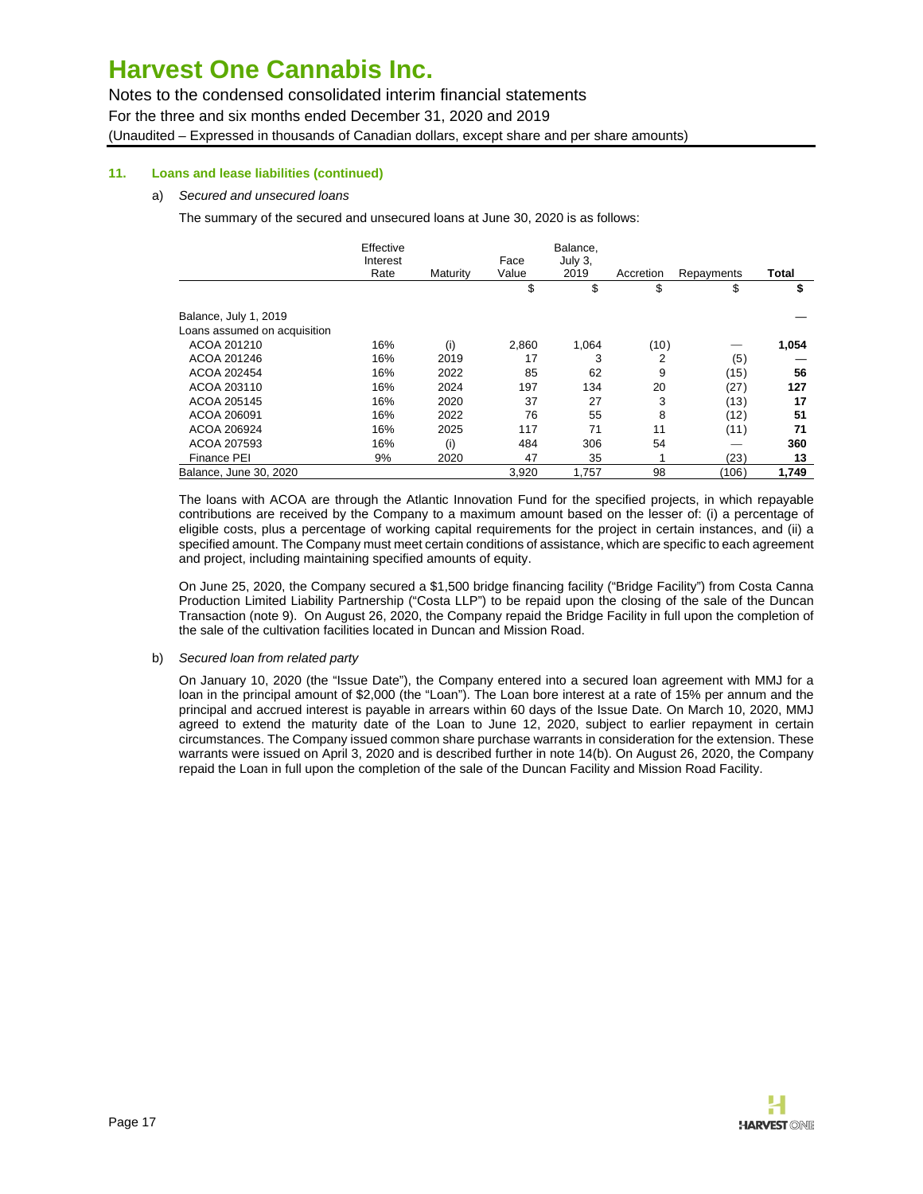# Harvest One Cannabis Inc.

Notes to the condensed consolidated interim financial statements
For the three and six months ended December 31, 2020 and 2019
(Unaudited – Expressed in thousands of Canadian dollars, except share and per share amounts)

**11. Loans and lease liabilities (continued)**

a) *Secured and unsecured loans*

The summary of the secured and unsecured loans at June 30, 2020 is as follows:

| | Effective Interest Rate | Maturity | Face Value | Balance, July 3, 2019 | Accretion | Repayments | Total |
|---|---|---|---|---|---|---|---|
| | | | $ | $ | $ | $ | **$** |
| Balance, July 1, 2019 | | | | | | | — |
| Loans assumed on acquisition | | | | | | | |
| ACOA 201210 | 16% | (i) | 2,860 | 1,064 | (10) | — | **1,054** |
| ACOA 201246 | 16% | 2019 | 17 | 3 | 2 | (5) | — |
| ACOA 202454 | 16% | 2022 | 85 | 62 | 9 | (15) | **56** |
| ACOA 203110 | 16% | 2024 | 197 | 134 | 20 | (27) | **127** |
| ACOA 205145 | 16% | 2020 | 37 | 27 | 3 | (13) | **17** |
| ACOA 206091 | 16% | 2022 | 76 | 55 | 8 | (12) | **51** |
| ACOA 206924 | 16% | 2025 | 117 | 71 | 11 | (11) | **71** |
| ACOA 207593 | 16% | (i) | 484 | 306 | 54 | — | **360** |
| Finance PEI | 9% | 2020 | 47 | 35 | 1 | (23) | **13** |
| Balance, June 30, 2020 | | | 3,920 | 1,757 | 98 | (106) | **1,749** |

The loans with ACOA are through the Atlantic Innovation Fund for the specified projects, in which repayable contributions are received by the Company to a maximum amount based on the lesser of: (i) a percentage of eligible costs, plus a percentage of working capital requirements for the project in certain instances, and (ii) a specified amount. The Company must meet certain conditions of assistance, which are specific to each agreement and project, including maintaining specified amounts of equity.

On June 25, 2020, the Company secured a $1,500 bridge financing facility ("Bridge Facility") from Costa Canna Production Limited Liability Partnership ("Costa LLP") to be repaid upon the closing of the sale of the Duncan Transaction (note 9). On August 26, 2020, the Company repaid the Bridge Facility in full upon the completion of the sale of the cultivation facilities located in Duncan and Mission Road.

b) *Secured loan from related party*

On January 10, 2020 (the "Issue Date"), the Company entered into a secured loan agreement with MMJ for a loan in the principal amount of $2,000 (the "Loan"). The Loan bore interest at a rate of 15% per annum and the principal and accrued interest is payable in arrears within 60 days of the Issue Date. On March 10, 2020, MMJ agreed to extend the maturity date of the Loan to June 12, 2020, subject to earlier repayment in certain circumstances. The Company issued common share purchase warrants in consideration for the extension. These warrants were issued on April 3, 2020 and is described further in note 14(b). On August 26, 2020, the Company repaid the Loan in full upon the completion of the sale of the Duncan Facility and Mission Road Facility.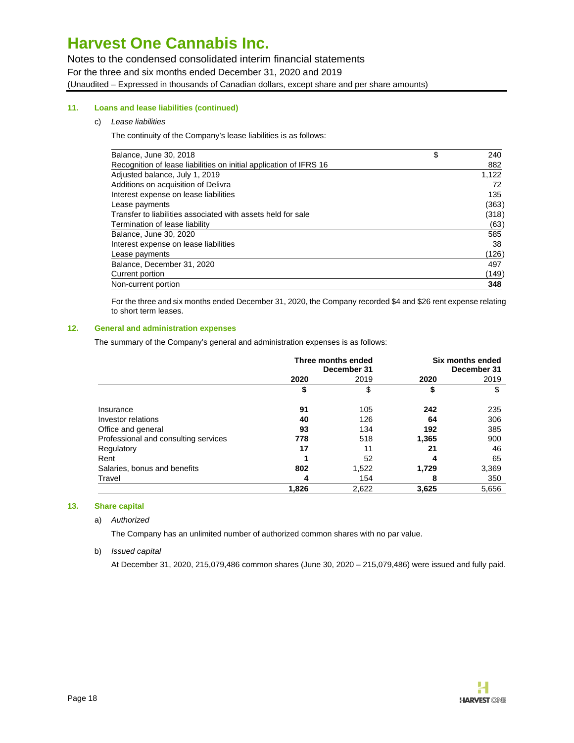### 11. Loans and lease liabilities (continued)

c) *Lease liabilities*

The continuity of the Company's lease liabilities is as follows:

| | $ |
|---|---:|
| Balance, June 30, 2018 | 240 |
| Recognition of lease liabilities on initial application of IFRS 16 | 882 |
| Adjusted balance, July 1, 2019 | 1,122 |
| Additions on acquisition of Delivra | 72 |
| Interest expense on lease liabilities | 135 |
| Lease payments | (363) |
| Transfer to liabilities associated with assets held for sale | (318) |
| Termination of lease liability | (63) |
| Balance, June 30, 2020 | 585 |
| Interest expense on lease liabilities | 38 |
| Lease payments | (126) |
| Balance, December 31, 2020 | 497 |
| Current portion | (149) |
| Non-current portion | **348** |

For the three and six months ended December 31, 2020, the Company recorded $4 and $26 rent expense relating to short term leases.

### 12. General and administration expenses

The summary of the Company's general and administration expenses is as follows:

| | Three months ended December 31 | | Six months ended December 31 | |
|---|---:|---:|---:|---:|
| | **2020** | 2019 | **2020** | 2019 |
| | **$** | $ | **$** | $ |
| Insurance | **91** | 105 | **242** | 235 |
| Investor relations | **40** | 126 | **64** | 306 |
| Office and general | **93** | 134 | **192** | 385 |
| Professional and consulting services | **778** | 518 | **1,365** | 900 |
| Regulatory | **17** | 11 | **21** | 46 |
| Rent | **1** | 52 | **4** | 65 |
| Salaries, bonus and benefits | **802** | 1,522 | **1,729** | 3,369 |
| Travel | **4** | 154 | **8** | 350 |
| | **1,826** | 2,622 | **3,625** | 5,656 |

### 13. Share capital

a) *Authorized*

The Company has an unlimited number of authorized common shares with no par value.

b) *Issued capital*

At December 31, 2020, 215,079,486 common shares (June 30, 2020 – 215,079,486) were issued and fully paid.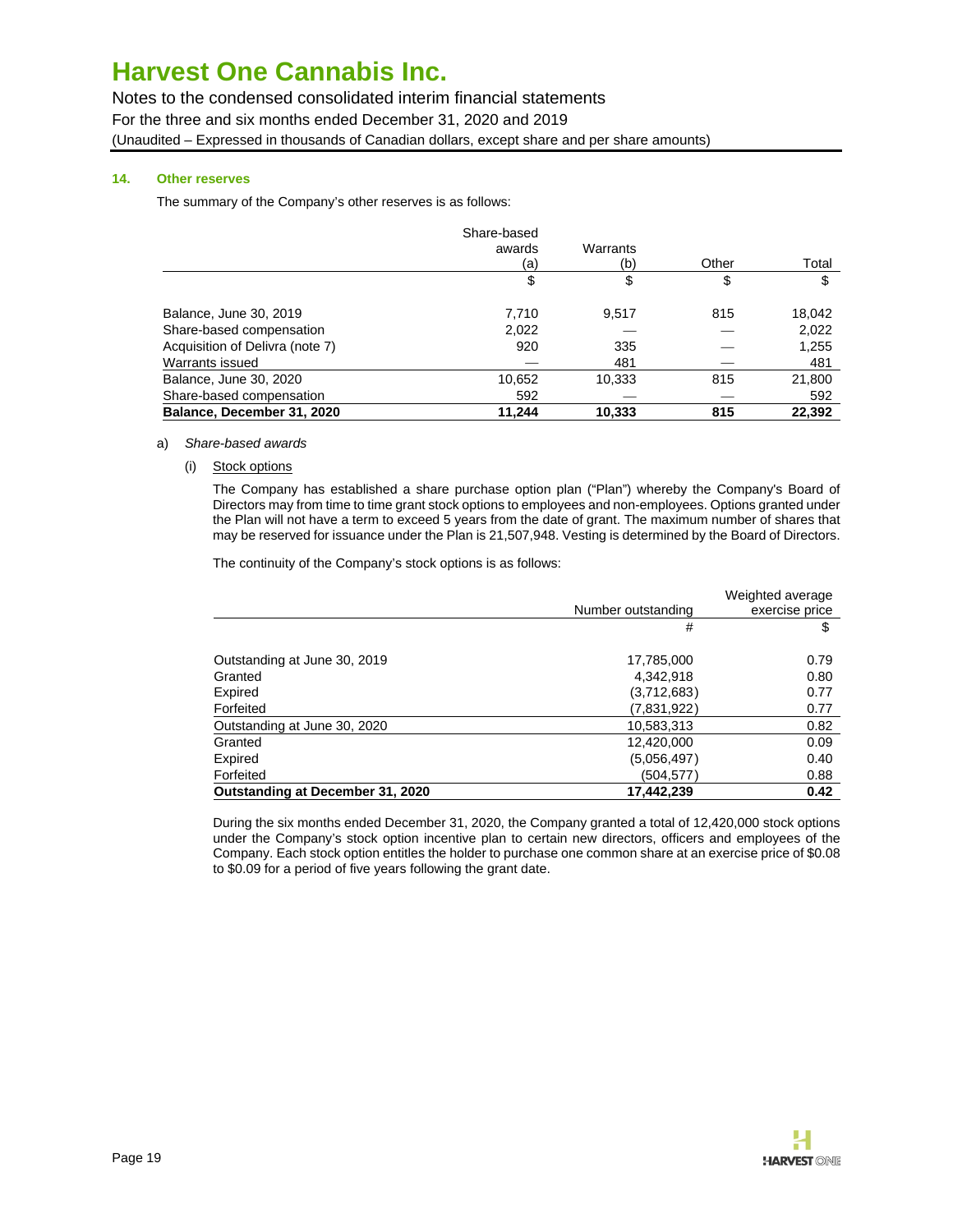# Harvest One Cannabis Inc.

Notes to the condensed consolidated interim financial statements
For the three and six months ended December 31, 2020 and 2019
(Unaudited – Expressed in thousands of Canadian dollars, except share and per share amounts)

### 14. Other reserves

The summary of the Company's other reserves is as follows:

| | Share-based awards (a) | Warrants (b) | Other | Total |
|---|---|---|---|---|
| | $ | $ | $ | $ |
| Balance, June 30, 2019 | 7,710 | 9,517 | 815 | 18,042 |
| Share-based compensation | 2,022 | — | — | 2,022 |
| Acquisition of Delivra (note 7) | 920 | 335 | — | 1,255 |
| Warrants issued | — | 481 | — | 481 |
| Balance, June 30, 2020 | 10,652 | 10,333 | 815 | 21,800 |
| Share-based compensation | 592 | — | — | 592 |
| **Balance, December 31, 2020** | **11,244** | **10,333** | **815** | **22,392** |

a) *Share-based awards*

(i) Stock options

The Company has established a share purchase option plan ("Plan") whereby the Company's Board of Directors may from time to time grant stock options to employees and non-employees. Options granted under the Plan will not have a term to exceed 5 years from the date of grant. The maximum number of shares that may be reserved for issuance under the Plan is 21,507,948. Vesting is determined by the Board of Directors.

The continuity of the Company's stock options is as follows:

| | Number outstanding | Weighted average exercise price |
|---|---|---|
| | # | $ |
| Outstanding at June 30, 2019 | 17,785,000 | 0.79 |
| Granted | 4,342,918 | 0.80 |
| Expired | (3,712,683) | 0.77 |
| Forfeited | (7,831,922) | 0.77 |
| Outstanding at June 30, 2020 | 10,583,313 | 0.82 |
| Granted | 12,420,000 | 0.09 |
| Expired | (5,056,497) | 0.40 |
| Forfeited | (504,577) | 0.88 |
| **Outstanding at December 31, 2020** | **17,442,239** | **0.42** |

During the six months ended December 31, 2020, the Company granted a total of 12,420,000 stock options under the Company's stock option incentive plan to certain new directors, officers and employees of the Company. Each stock option entitles the holder to purchase one common share at an exercise price of $0.08 to $0.09 for a period of five years following the grant date.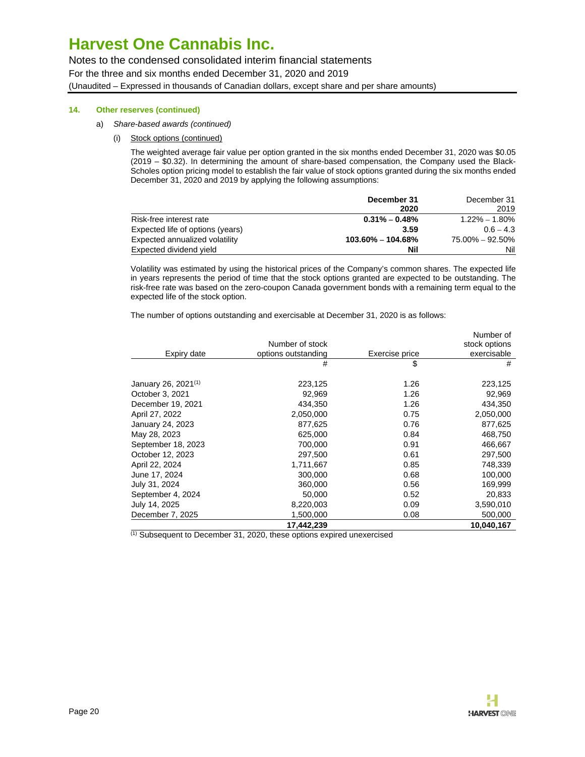### 14. Other reserves (continued)

a) *Share-based awards (continued)*

(i) Stock options (continued)

The weighted average fair value per option granted in the six months ended December 31, 2020 was $0.05 (2019 – $0.32). In determining the amount of share-based compensation, the Company used the Black-Scholes option pricing model to establish the fair value of stock options granted during the six months ended December 31, 2020 and 2019 by applying the following assumptions:

| | **December 31 2020** | December 31 2019 |
|---|---|---|
| Risk-free interest rate | **0.31% – 0.48%** | 1.22% – 1.80% |
| Expected life of options (years) | **3.59** | 0.6 – 4.3 |
| Expected annualized volatility | **103.60% – 104.68%** | 75.00% – 92.50% |
| Expected dividend yield | **Nil** | Nil |

Volatility was estimated by using the historical prices of the Company's common shares. The expected life in years represents the period of time that the stock options granted are expected to be outstanding. The risk-free rate was based on the zero-coupon Canada government bonds with a remaining term equal to the expected life of the stock option.

The number of options outstanding and exercisable at December 31, 2020 is as follows:

| Expiry date | Number of stock options outstanding | Exercise price | Number of stock options exercisable |
|---|---|---|---|
| | # | $ | # |
| January 26, 2021[1] | 223,125 | 1.26 | 223,125 |
| October 3, 2021 | 92,969 | 1.26 | 92,969 |
| December 19, 2021 | 434,350 | 1.26 | 434,350 |
| April 27, 2022 | 2,050,000 | 0.75 | 2,050,000 |
| January 24, 2023 | 877,625 | 0.76 | 877,625 |
| May 28, 2023 | 625,000 | 0.84 | 468,750 |
| September 18, 2023 | 700,000 | 0.91 | 466,667 |
| October 12, 2023 | 297,500 | 0.61 | 297,500 |
| April 22, 2024 | 1,711,667 | 0.85 | 748,339 |
| June 17, 2024 | 300,000 | 0.68 | 100,000 |
| July 31, 2024 | 360,000 | 0.56 | 169,999 |
| September 4, 2024 | 50,000 | 0.52 | 20,833 |
| July 14, 2025 | 8,220,003 | 0.09 | 3,590,010 |
| December 7, 2025 | 1,500,000 | 0.08 | 500,000 |
| | **17,442,239** | | **10,040,167** |

[1] Subsequent to December 31, 2020, these options expired unexercised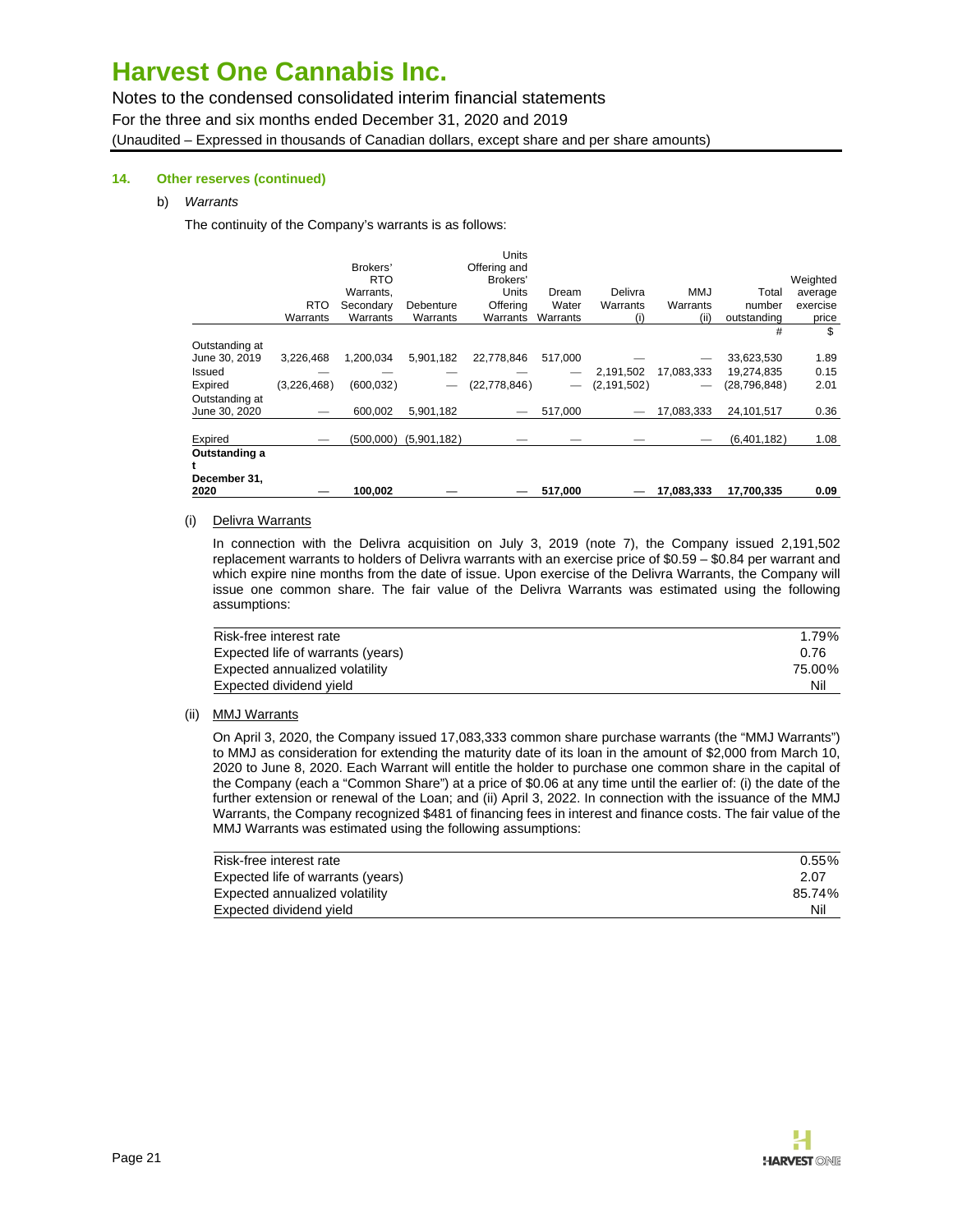## 14. Other reserves (continued)

b) *Warrants*

The continuity of the Company's warrants is as follows:

| | RTO Warrants | Brokers' RTO Warrants, Secondary Warrants | Debenture Warrants | Units Offering and Brokers' Units Offering Warrants | Dream Water Warrants | Delivra Warrants (i) | MMJ Warrants (ii) | Total number outstanding | Weighted average exercise price |
|---|---|---|---|---|---|---|---|---|---|
| | | | | | | | | # | $ |
| Outstanding at June 30, 2019 | 3,226,468 | 1,200,034 | 5,901,182 | 22,778,846 | 517,000 | — | — | 33,623,530 | 1.89 |
| Issued | — | — | — | — | — | 2,191,502 | 17,083,333 | 19,274,835 | 0.15 |
| Expired | (3,226,468) | (600,032) | — | (22,778,846) | — | (2,191,502) | — | (28,796,848) | 2.01 |
| Outstanding at June 30, 2020 | — | 600,002 | 5,901,182 | — | 517,000 | — | 17,083,333 | 24,101,517 | 0.36 |
| Expired | — | (500,000) | (5,901,182) | — | — | — | — | (6,401,182) | 1.08 |
| **Outstanding at December 31, 2020** | — | **100,002** | — | — | **517,000** | — | **17,083,333** | **17,700,335** | **0.09** |

(i) Delivra Warrants

In connection with the Delivra acquisition on July 3, 2019 (note 7), the Company issued 2,191,502 replacement warrants to holders of Delivra warrants with an exercise price of $0.59 – $0.84 per warrant and which expire nine months from the date of issue. Upon exercise of the Delivra Warrants, the Company will issue one common share. The fair value of the Delivra Warrants was estimated using the following assumptions:

| | |
|---|---|
| Risk-free interest rate | 1.79% |
| Expected life of warrants (years) | 0.76 |
| Expected annualized volatility | 75.00% |
| Expected dividend yield | Nil |

(ii) MMJ Warrants

On April 3, 2020, the Company issued 17,083,333 common share purchase warrants (the "MMJ Warrants") to MMJ as consideration for extending the maturity date of its loan in the amount of $2,000 from March 10, 2020 to June 8, 2020. Each Warrant will entitle the holder to purchase one common share in the capital of the Company (each a "Common Share") at a price of $0.06 at any time until the earlier of: (i) the date of the further extension or renewal of the Loan; and (ii) April 3, 2022. In connection with the issuance of the MMJ Warrants, the Company recognized $481 of financing fees in interest and finance costs. The fair value of the MMJ Warrants was estimated using the following assumptions:

| | |
|---|---|
| Risk-free interest rate | 0.55% |
| Expected life of warrants (years) | 2.07 |
| Expected annualized volatility | 85.74% |
| Expected dividend yield | Nil |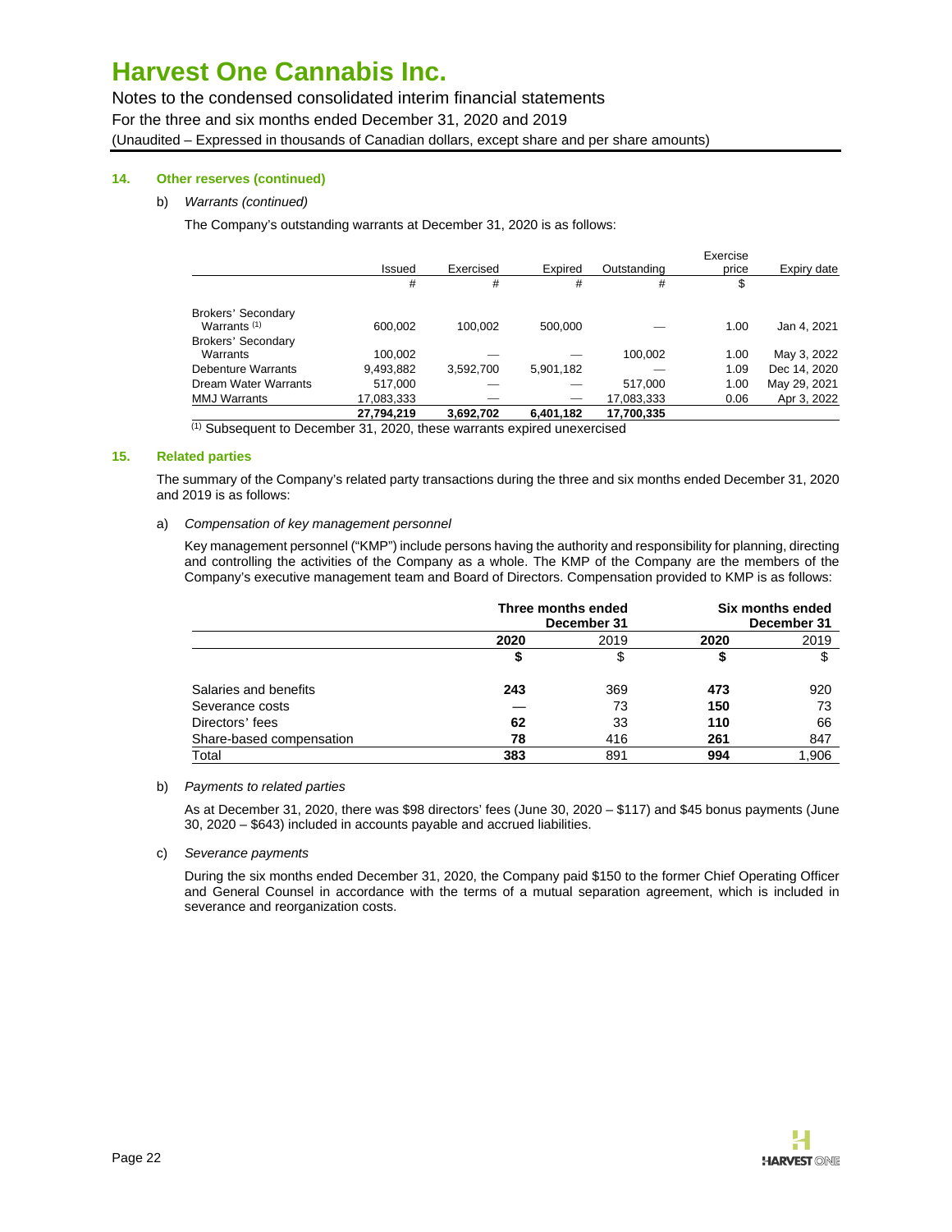### 14. Other reserves (continued)

b) *Warrants (continued)*

The Company's outstanding warrants at December 31, 2020 is as follows:

| | Issued | Exercised | Expired | Outstanding | Exercise price | Expiry date |
|---|---|---|---|---|---|---|
| | # | # | # | # | $ | |
| Brokers' Secondary Warrants [(1)] | 600,002 | 100,002 | 500,000 | — | 1.00 | Jan 4, 2021 |
| Brokers' Secondary Warrants | 100,002 | — | — | 100,002 | 1.00 | May 3, 2022 |
| Debenture Warrants | 9,493,882 | 3,592,700 | 5,901,182 | — | 1.09 | Dec 14, 2020 |
| Dream Water Warrants | 517,000 | — | — | 517,000 | 1.00 | May 29, 2021 |
| MMJ Warrants | 17,083,333 | — | — | 17,083,333 | 0.06 | Apr 3, 2022 |
| | **27,794,219** | **3,692,702** | **6,401,182** | **17,700,335** | | |

(1) Subsequent to December 31, 2020, these warrants expired unexercised

### 15. Related parties

The summary of the Company's related party transactions during the three and six months ended December 31, 2020 and 2019 is as follows:

a) *Compensation of key management personnel*

Key management personnel ("KMP") include persons having the authority and responsibility for planning, directing and controlling the activities of the Company as a whole. The KMP of the Company are the members of the Company's executive management team and Board of Directors. Compensation provided to KMP is as follows:

| | Three months ended December 31 | | Six months ended December 31 | |
|---|---|---|---|---|
| | **2020** | 2019 | **2020** | 2019 |
| | **$** | $ | **$** | $ |
| Salaries and benefits | **243** | 369 | **473** | 920 |
| Severance costs | **—** | 73 | **150** | 73 |
| Directors' fees | **62** | 33 | **110** | 66 |
| Share-based compensation | **78** | 416 | **261** | 847 |
| Total | **383** | 891 | **994** | 1,906 |

b) *Payments to related parties*

As at December 31, 2020, there was $98 directors' fees (June 30, 2020 – $117) and $45 bonus payments (June 30, 2020 – $643) included in accounts payable and accrued liabilities.

c) *Severance payments*

During the six months ended December 31, 2020, the Company paid $150 to the former Chief Operating Officer and General Counsel in accordance with the terms of a mutual separation agreement, which is included in severance and reorganization costs.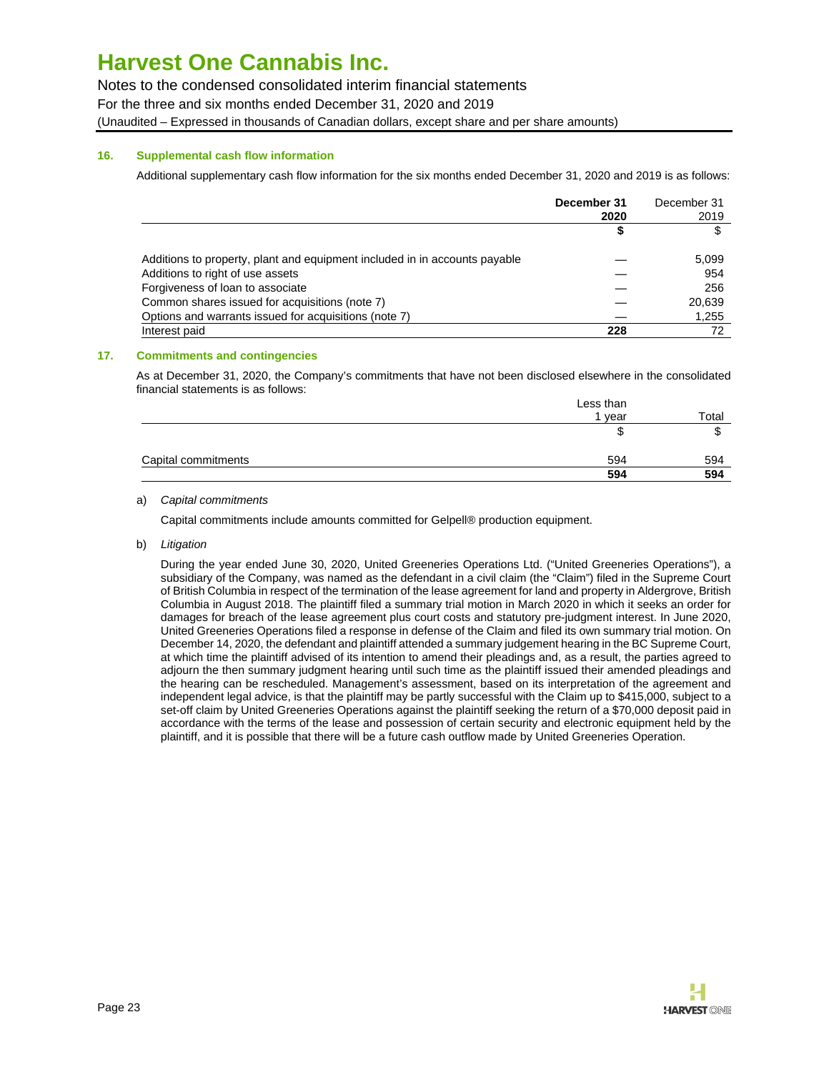# Harvest One Cannabis Inc.

Notes to the condensed consolidated interim financial statements
For the three and six months ended December 31, 2020 and 2019
(Unaudited – Expressed in thousands of Canadian dollars, except share and per share amounts)

## 16. Supplemental cash flow information

Additional supplementary cash flow information for the six months ended December 31, 2020 and 2019 is as follows:

| | **December 31 2020** | December 31 2019 |
|---|---|---|
| | **$** | $ |
| Additions to property, plant and equipment included in in accounts payable | — | 5,099 |
| Additions to right of use assets | — | 954 |
| Forgiveness of loan to associate | — | 256 |
| Common shares issued for acquisitions (note 7) | — | 20,639 |
| Options and warrants issued for acquisitions (note 7) | — | 1,255 |
| Interest paid | **228** | 72 |

## 17. Commitments and contingencies

As at December 31, 2020, the Company's commitments that have not been disclosed elsewhere in the consolidated financial statements is as follows:

| | Less than 1 year | Total |
|---|---|---|
| | $ | $ |
| Capital commitments | 594 | 594 |
| | **594** | **594** |

a) *Capital commitments*

Capital commitments include amounts committed for Gelpell® production equipment.

b) *Litigation*

During the year ended June 30, 2020, United Greeneries Operations Ltd. ("United Greeneries Operations"), a subsidiary of the Company, was named as the defendant in a civil claim (the "Claim") filed in the Supreme Court of British Columbia in respect of the termination of the lease agreement for land and property in Aldergrove, British Columbia in August 2018. The plaintiff filed a summary trial motion in March 2020 in which it seeks an order for damages for breach of the lease agreement plus court costs and statutory pre-judgment interest. In June 2020, United Greeneries Operations filed a response in defense of the Claim and filed its own summary trial motion. On December 14, 2020, the defendant and plaintiff attended a summary judgement hearing in the BC Supreme Court, at which time the plaintiff advised of its intention to amend their pleadings and, as a result, the parties agreed to adjourn the then summary judgment hearing until such time as the plaintiff issued their amended pleadings and the hearing can be rescheduled. Management's assessment, based on its interpretation of the agreement and independent legal advice, is that the plaintiff may be partly successful with the Claim up to $415,000, subject to a set-off claim by United Greeneries Operations against the plaintiff seeking the return of a $70,000 deposit paid in accordance with the terms of the lease and possession of certain security and electronic equipment held by the plaintiff, and it is possible that there will be a future cash outflow made by United Greeneries Operation.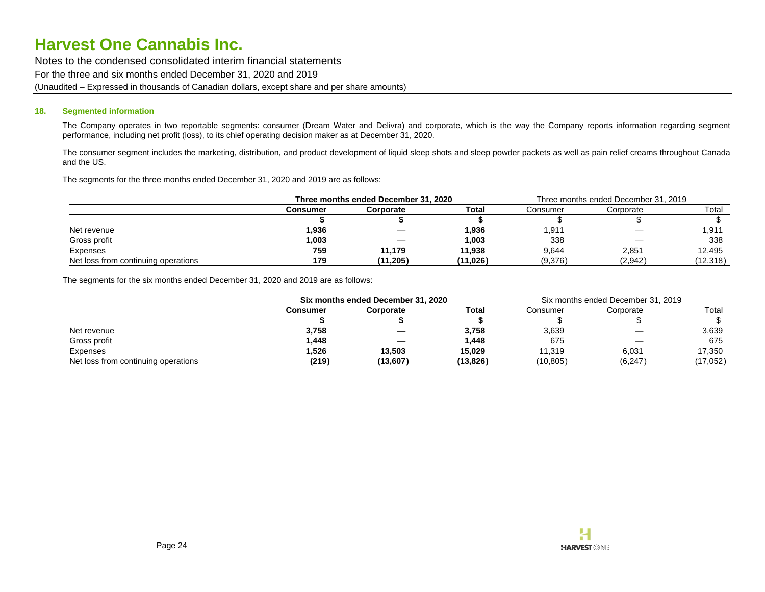### 18. Segmented information

The Company operates in two reportable segments: consumer (Dream Water and Delivra) and corporate, which is the way the Company reports information regarding segment performance, including net profit (loss), to its chief operating decision maker as at December 31, 2020.

The consumer segment includes the marketing, distribution, and product development of liquid sleep shots and sleep powder packets as well as pain relief creams throughout Canada and the US.

The segments for the three months ended December 31, 2020 and 2019 are as follows:

| | **Three months ended December 31, 2020** | | | Three months ended December 31, 2019 | | |
|---|---|---|---|---|---|---|
| | **Consumer** | **Corporate** | **Total** | Consumer | Corporate | Total |
| | **$** | **$** | **$** | $ | $ | $ |
| Net revenue | **1,936** | **—** | **1,936** | 1,911 | — | 1,911 |
| Gross profit | **1,003** | **—** | **1,003** | 338 | — | 338 |
| Expenses | **759** | **11,179** | **11,938** | 9,644 | 2,851 | 12,495 |
| Net loss from continuing operations | **179** | **(11,205)** | **(11,026)** | (9,376) | (2,942) | (12,318) |

The segments for the six months ended December 31, 2020 and 2019 are as follows:

| | **Six months ended December 31, 2020** | | | Six months ended December 31, 2019 | | |
|---|---|---|---|---|---|---|
| | **Consumer** | **Corporate** | **Total** | Consumer | Corporate | Total |
| | **$** | **$** | **$** | $ | $ | $ |
| Net revenue | **3,758** | **—** | **3,758** | 3,639 | — | 3,639 |
| Gross profit | **1,448** | **—** | **1,448** | 675 | — | 675 |
| Expenses | **1,526** | **13,503** | **15,029** | 11,319 | 6,031 | 17,350 |
| Net loss from continuing operations | **(219)** | **(13,607)** | **(13,826)** | (10,805) | (6,247) | (17,052) |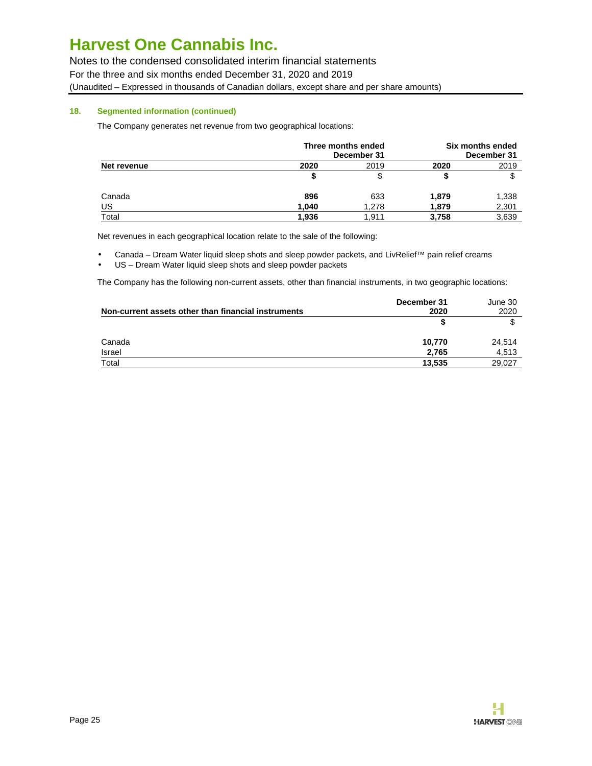### 18. Segmented information (continued)

The Company generates net revenue from two geographical locations:

| Net revenue | Three months ended December 31 | | Six months ended December 31 | |
|---|---|---|---|---|
| | **2020** | 2019 | **2020** | 2019 |
| | **$** | $ | **$** | $ |
| Canada | **896** | 633 | **1,879** | 1,338 |
| US | **1,040** | 1,278 | **1,879** | 2,301 |
| Total | **1,936** | 1,911 | **3,758** | 3,639 |

Net revenues in each geographical location relate to the sale of the following:

- Canada – Dream Water liquid sleep shots and sleep powder packets, and LivRelief™ pain relief creams
- US – Dream Water liquid sleep shots and sleep powder packets

The Company has the following non-current assets, other than financial instruments, in two geographic locations:

| Non-current assets other than financial instruments | December 31 2020 | June 30 2020 |
|---|---|---|
| | **$** | $ |
| Canada | **10,770** | 24,514 |
| Israel | **2,765** | 4,513 |
| Total | **13,535** | 29,027 |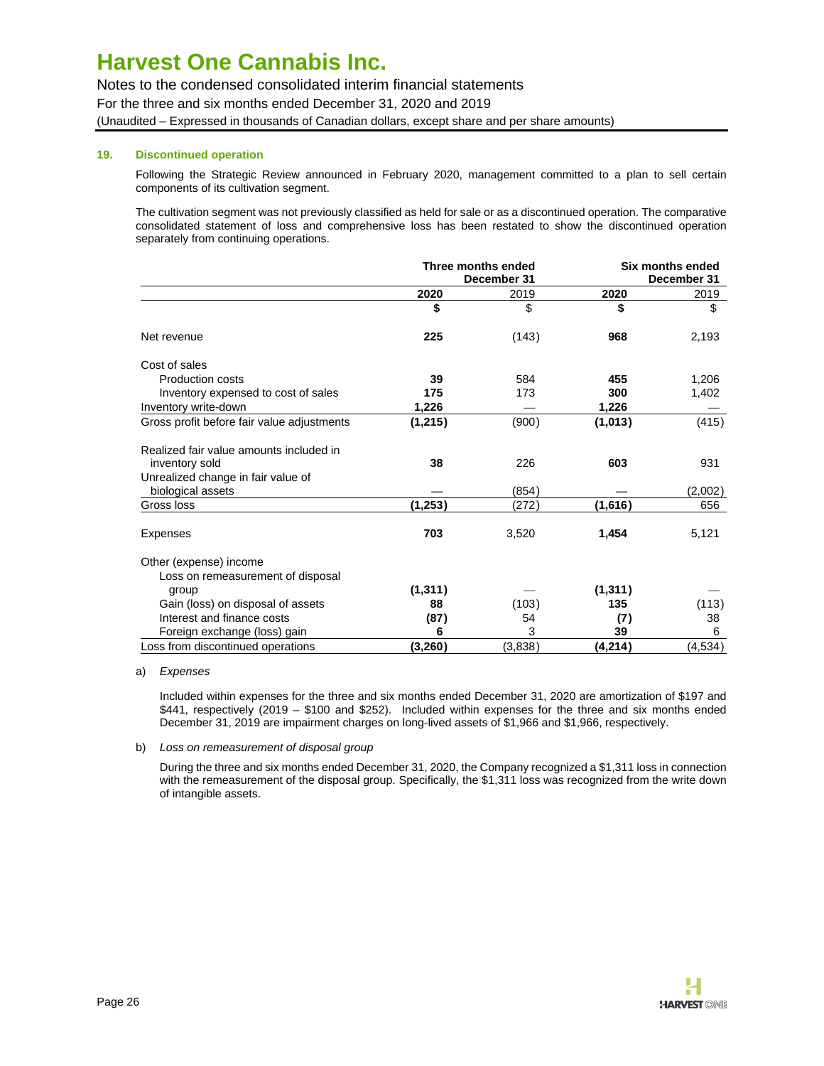## 19. Discontinued operation

Following the Strategic Review announced in February 2020, management committed to a plan to sell certain components of its cultivation segment.

The cultivation segment was not previously classified as held for sale or as a discontinued operation. The comparative consolidated statement of loss and comprehensive loss has been restated to show the discontinued operation separately from continuing operations.

| | Three months ended December 31 | | Six months ended December 31 | |
|---|---|---|---|---|
| | **2020** | 2019 | **2020** | 2019 |
| | **$** | $ | **$** | $ |
| Net revenue | **225** | (143) | **968** | 2,193 |
| Cost of sales | | | | |
| Production costs | **39** | 584 | **455** | 1,206 |
| Inventory expensed to cost of sales | **175** | 173 | **300** | 1,402 |
| Inventory write-down | **1,226** | — | **1,226** | — |
| Gross profit before fair value adjustments | **(1,215)** | (900) | **(1,013)** | (415) |
| Realized fair value amounts included in inventory sold | **38** | 226 | **603** | 931 |
| Unrealized change in fair value of biological assets | **—** | (854) | **—** | (2,002) |
| Gross loss | **(1,253)** | (272) | **(1,616)** | 656 |
| Expenses | **703** | 3,520 | **1,454** | 5,121 |
| Other (expense) income | | | | |
| Loss on remeasurement of disposal group | **(1,311)** | — | **(1,311)** | — |
| Gain (loss) on disposal of assets | **88** | (103) | **135** | (113) |
| Interest and finance costs | **(87)** | 54 | **(7)** | 38 |
| Foreign exchange (loss) gain | **6** | 3 | **39** | 6 |
| Loss from discontinued operations | **(3,260)** | (3,838) | **(4,214)** | (4,534) |

a) *Expenses*

Included within expenses for the three and six months ended December 31, 2020 are amortization of $197 and $441, respectively (2019 – $100 and $252). Included within expenses for the three and six months ended December 31, 2019 are impairment charges on long-lived assets of $1,966 and $1,966, respectively.

b) *Loss on remeasurement of disposal group*

During the three and six months ended December 31, 2020, the Company recognized a $1,311 loss in connection with the remeasurement of the disposal group. Specifically, the $1,311 loss was recognized from the write down of intangible assets.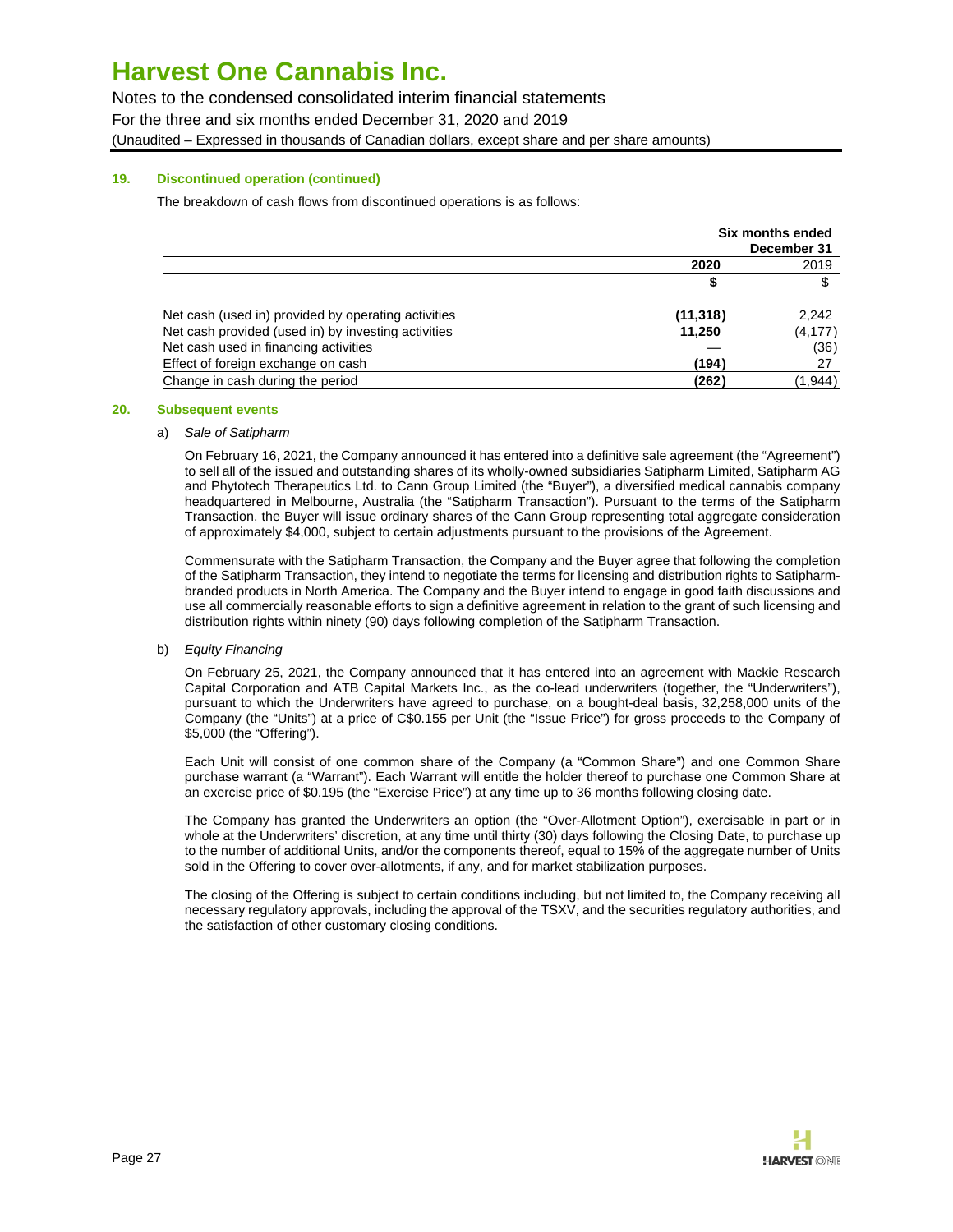### 19. Discontinued operation (continued)

The breakdown of cash flows from discontinued operations is as follows:

| | Six months ended December 31 | |
|---|---|---|
| | **2020** | 2019 |
| | **$** | $ |
| Net cash (used in) provided by operating activities | **(11,318)** | 2,242 |
| Net cash provided (used in) by investing activities | **11,250** | (4,177) |
| Net cash used in financing activities | — | (36) |
| Effect of foreign exchange on cash | **(194)** | 27 |
| Change in cash during the period | **(262)** | (1,944) |

### 20. Subsequent events

a) *Sale of Satipharm*

On February 16, 2021, the Company announced it has entered into a definitive sale agreement (the "Agreement") to sell all of the issued and outstanding shares of its wholly-owned subsidiaries Satipharm Limited, Satipharm AG and Phytotech Therapeutics Ltd. to Cann Group Limited (the "Buyer"), a diversified medical cannabis company headquartered in Melbourne, Australia (the "Satipharm Transaction"). Pursuant to the terms of the Satipharm Transaction, the Buyer will issue ordinary shares of the Cann Group representing total aggregate consideration of approximately $4,000, subject to certain adjustments pursuant to the provisions of the Agreement.

Commensurate with the Satipharm Transaction, the Company and the Buyer agree that following the completion of the Satipharm Transaction, they intend to negotiate the terms for licensing and distribution rights to Satipharm-branded products in North America. The Company and the Buyer intend to engage in good faith discussions and use all commercially reasonable efforts to sign a definitive agreement in relation to the grant of such licensing and distribution rights within ninety (90) days following completion of the Satipharm Transaction.

b) *Equity Financing*

On February 25, 2021, the Company announced that it has entered into an agreement with Mackie Research Capital Corporation and ATB Capital Markets Inc., as the co-lead underwriters (together, the "Underwriters"), pursuant to which the Underwriters have agreed to purchase, on a bought-deal basis, 32,258,000 units of the Company (the "Units") at a price of C$0.155 per Unit (the "Issue Price") for gross proceeds to the Company of $5,000 (the "Offering").

Each Unit will consist of one common share of the Company (a "Common Share") and one Common Share purchase warrant (a "Warrant"). Each Warrant will entitle the holder thereof to purchase one Common Share at an exercise price of $0.195 (the "Exercise Price") at any time up to 36 months following closing date.

The Company has granted the Underwriters an option (the "Over-Allotment Option"), exercisable in part or in whole at the Underwriters' discretion, at any time until thirty (30) days following the Closing Date, to purchase up to the number of additional Units, and/or the components thereof, equal to 15% of the aggregate number of Units sold in the Offering to cover over-allotments, if any, and for market stabilization purposes.

The closing of the Offering is subject to certain conditions including, but not limited to, the Company receiving all necessary regulatory approvals, including the approval of the TSXV, and the securities regulatory authorities, and the satisfaction of other customary closing conditions.